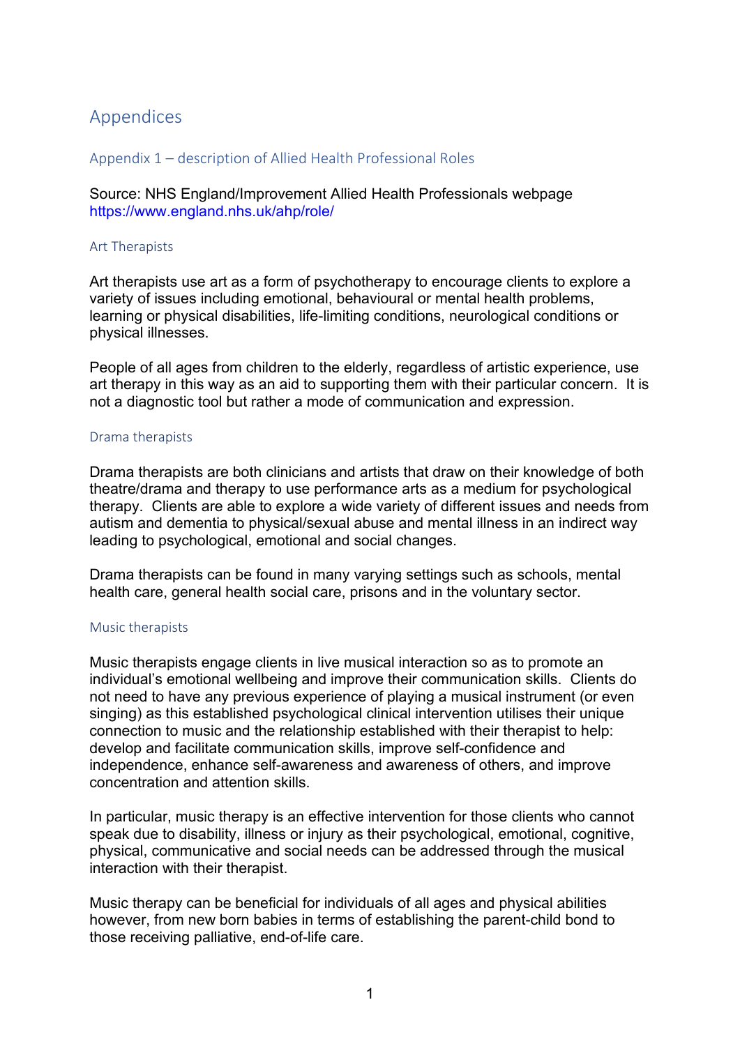# Appendices

## Appendix 1 – description of Allied Health Professional Roles

Source: NHS England/Improvement Allied Health Professionals webpage
https://www.england.nhs.uk/ahp/role/

### Art Therapists

Art therapists use art as a form of psychotherapy to encourage clients to explore a variety of issues including emotional, behavioural or mental health problems, learning or physical disabilities, life-limiting conditions, neurological conditions or physical illnesses.

People of all ages from children to the elderly, regardless of artistic experience, use art therapy in this way as an aid to supporting them with their particular concern. It is not a diagnostic tool but rather a mode of communication and expression.

### Drama therapists

Drama therapists are both clinicians and artists that draw on their knowledge of both theatre/drama and therapy to use performance arts as a medium for psychological therapy. Clients are able to explore a wide variety of different issues and needs from autism and dementia to physical/sexual abuse and mental illness in an indirect way leading to psychological, emotional and social changes.

Drama therapists can be found in many varying settings such as schools, mental health care, general health social care, prisons and in the voluntary sector.

### Music therapists

Music therapists engage clients in live musical interaction so as to promote an individual's emotional wellbeing and improve their communication skills. Clients do not need to have any previous experience of playing a musical instrument (or even singing) as this established psychological clinical intervention utilises their unique connection to music and the relationship established with their therapist to help: develop and facilitate communication skills, improve self-confidence and independence, enhance self-awareness and awareness of others, and improve concentration and attention skills.

In particular, music therapy is an effective intervention for those clients who cannot speak due to disability, illness or injury as their psychological, emotional, cognitive, physical, communicative and social needs can be addressed through the musical interaction with their therapist.

Music therapy can be beneficial for individuals of all ages and physical abilities however, from new born babies in terms of establishing the parent-child bond to those receiving palliative, end-of-life care.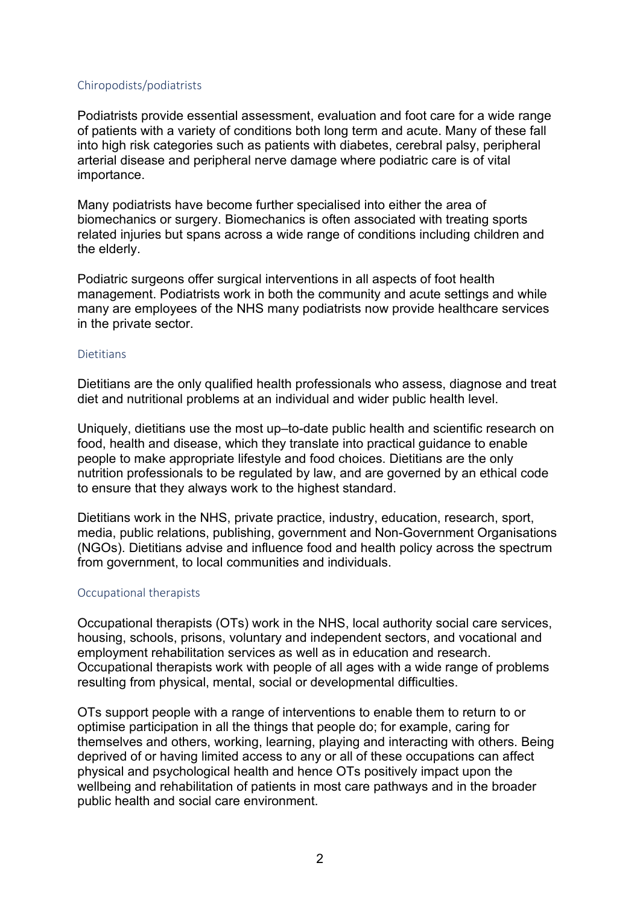## Chiropodists/podiatrists

Podiatrists provide essential assessment, evaluation and foot care for a wide range of patients with a variety of conditions both long term and acute. Many of these fall into high risk categories such as patients with diabetes, cerebral palsy, peripheral arterial disease and peripheral nerve damage where podiatric care is of vital importance.

Many podiatrists have become further specialised into either the area of biomechanics or surgery. Biomechanics is often associated with treating sports related injuries but spans across a wide range of conditions including children and the elderly.

Podiatric surgeons offer surgical interventions in all aspects of foot health management. Podiatrists work in both the community and acute settings and while many are employees of the NHS many podiatrists now provide healthcare services in the private sector.

## Dietitians

Dietitians are the only qualified health professionals who assess, diagnose and treat diet and nutritional problems at an individual and wider public health level.

Uniquely, dietitians use the most up–to-date public health and scientific research on food, health and disease, which they translate into practical guidance to enable people to make appropriate lifestyle and food choices. Dietitians are the only nutrition professionals to be regulated by law, and are governed by an ethical code to ensure that they always work to the highest standard.

Dietitians work in the NHS, private practice, industry, education, research, sport, media, public relations, publishing, government and Non-Government Organisations (NGOs). Dietitians advise and influence food and health policy across the spectrum from government, to local communities and individuals.

## Occupational therapists

Occupational therapists (OTs) work in the NHS, local authority social care services, housing, schools, prisons, voluntary and independent sectors, and vocational and employment rehabilitation services as well as in education and research. Occupational therapists work with people of all ages with a wide range of problems resulting from physical, mental, social or developmental difficulties.

OTs support people with a range of interventions to enable them to return to or optimise participation in all the things that people do; for example, caring for themselves and others, working, learning, playing and interacting with others. Being deprived of or having limited access to any or all of these occupations can affect physical and psychological health and hence OTs positively impact upon the wellbeing and rehabilitation of patients in most care pathways and in the broader public health and social care environment.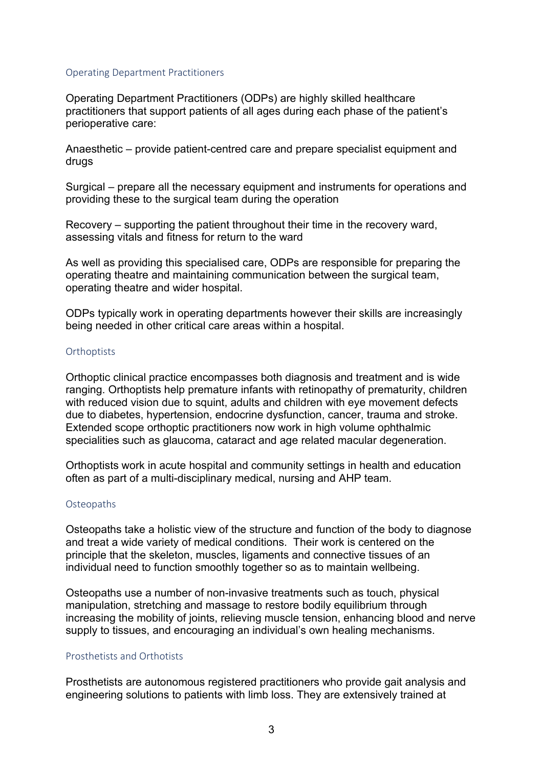## Operating Department Practitioners

Operating Department Practitioners (ODPs) are highly skilled healthcare practitioners that support patients of all ages during each phase of the patient's perioperative care:

Anaesthetic – provide patient-centred care and prepare specialist equipment and drugs

Surgical – prepare all the necessary equipment and instruments for operations and providing these to the surgical team during the operation

Recovery – supporting the patient throughout their time in the recovery ward, assessing vitals and fitness for return to the ward

As well as providing this specialised care, ODPs are responsible for preparing the operating theatre and maintaining communication between the surgical team, operating theatre and wider hospital.

ODPs typically work in operating departments however their skills are increasingly being needed in other critical care areas within a hospital.

## Orthoptists

Orthoptic clinical practice encompasses both diagnosis and treatment and is wide ranging. Orthoptists help premature infants with retinopathy of prematurity, children with reduced vision due to squint, adults and children with eye movement defects due to diabetes, hypertension, endocrine dysfunction, cancer, trauma and stroke. Extended scope orthoptic practitioners now work in high volume ophthalmic specialities such as glaucoma, cataract and age related macular degeneration.

Orthoptists work in acute hospital and community settings in health and education often as part of a multi-disciplinary medical, nursing and AHP team.

## Osteopaths

Osteopaths take a holistic view of the structure and function of the body to diagnose and treat a wide variety of medical conditions. Their work is centered on the principle that the skeleton, muscles, ligaments and connective tissues of an individual need to function smoothly together so as to maintain wellbeing.

Osteopaths use a number of non-invasive treatments such as touch, physical manipulation, stretching and massage to restore bodily equilibrium through increasing the mobility of joints, relieving muscle tension, enhancing blood and nerve supply to tissues, and encouraging an individual's own healing mechanisms.

## Prosthetists and Orthotists

Prosthetists are autonomous registered practitioners who provide gait analysis and engineering solutions to patients with limb loss. They are extensively trained at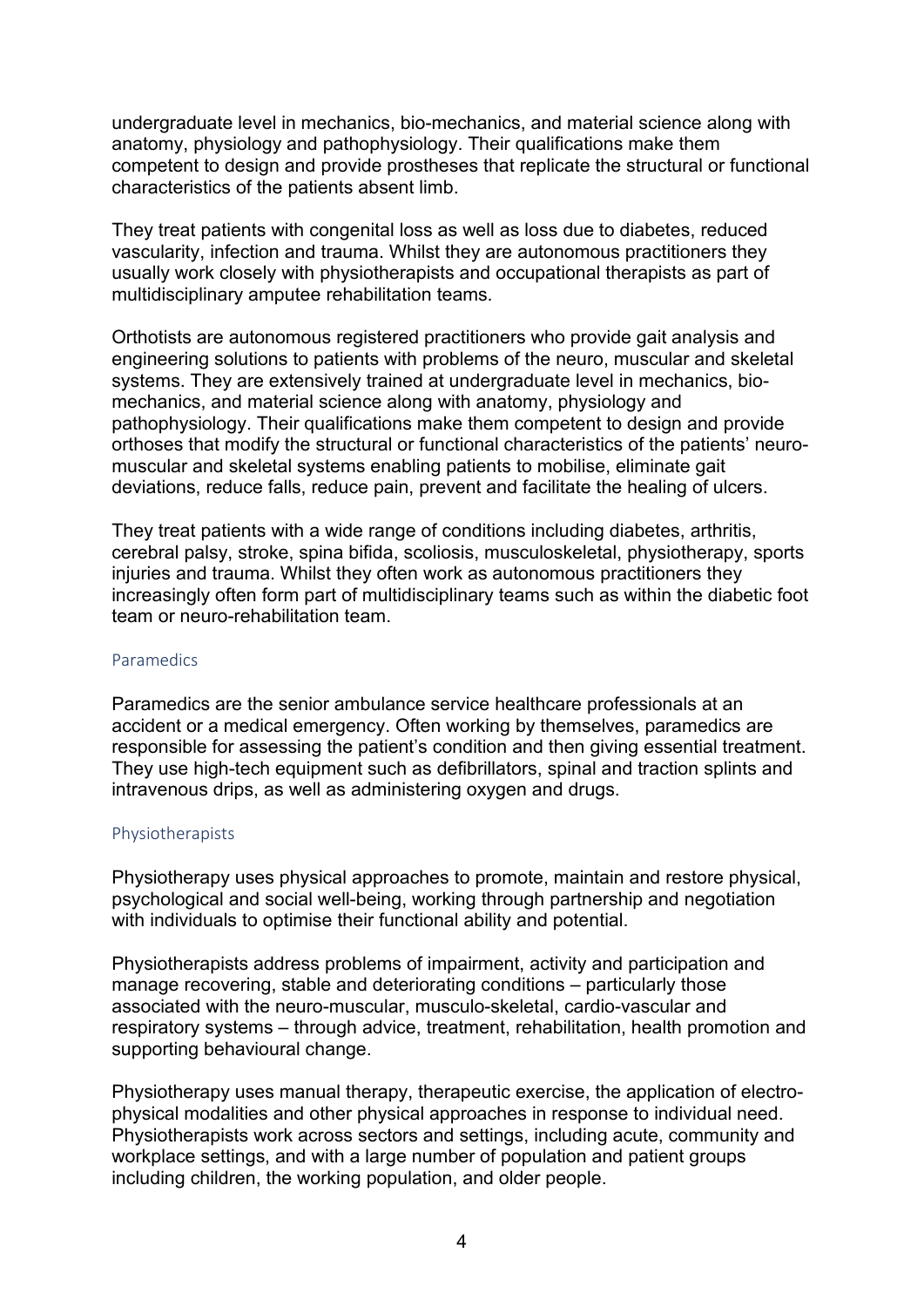undergraduate level in mechanics, bio-mechanics, and material science along with anatomy, physiology and pathophysiology. Their qualifications make them competent to design and provide prostheses that replicate the structural or functional characteristics of the patients absent limb.

They treat patients with congenital loss as well as loss due to diabetes, reduced vascularity, infection and trauma. Whilst they are autonomous practitioners they usually work closely with physiotherapists and occupational therapists as part of multidisciplinary amputee rehabilitation teams.

Orthotists are autonomous registered practitioners who provide gait analysis and engineering solutions to patients with problems of the neuro, muscular and skeletal systems. They are extensively trained at undergraduate level in mechanics, bio-mechanics, and material science along with anatomy, physiology and pathophysiology. Their qualifications make them competent to design and provide orthoses that modify the structural or functional characteristics of the patients' neuro-muscular and skeletal systems enabling patients to mobilise, eliminate gait deviations, reduce falls, reduce pain, prevent and facilitate the healing of ulcers.

They treat patients with a wide range of conditions including diabetes, arthritis, cerebral palsy, stroke, spina bifida, scoliosis, musculoskeletal, physiotherapy, sports injuries and trauma. Whilst they often work as autonomous practitioners they increasingly often form part of multidisciplinary teams such as within the diabetic foot team or neuro-rehabilitation team.

### Paramedics

Paramedics are the senior ambulance service healthcare professionals at an accident or a medical emergency. Often working by themselves, paramedics are responsible for assessing the patient's condition and then giving essential treatment. They use high-tech equipment such as defibrillators, spinal and traction splints and intravenous drips, as well as administering oxygen and drugs.

### Physiotherapists

Physiotherapy uses physical approaches to promote, maintain and restore physical, psychological and social well-being, working through partnership and negotiation with individuals to optimise their functional ability and potential.

Physiotherapists address problems of impairment, activity and participation and manage recovering, stable and deteriorating conditions – particularly those associated with the neuro-muscular, musculo-skeletal, cardio-vascular and respiratory systems – through advice, treatment, rehabilitation, health promotion and supporting behavioural change.

Physiotherapy uses manual therapy, therapeutic exercise, the application of electro-physical modalities and other physical approaches in response to individual need. Physiotherapists work across sectors and settings, including acute, community and workplace settings, and with a large number of population and patient groups including children, the working population, and older people.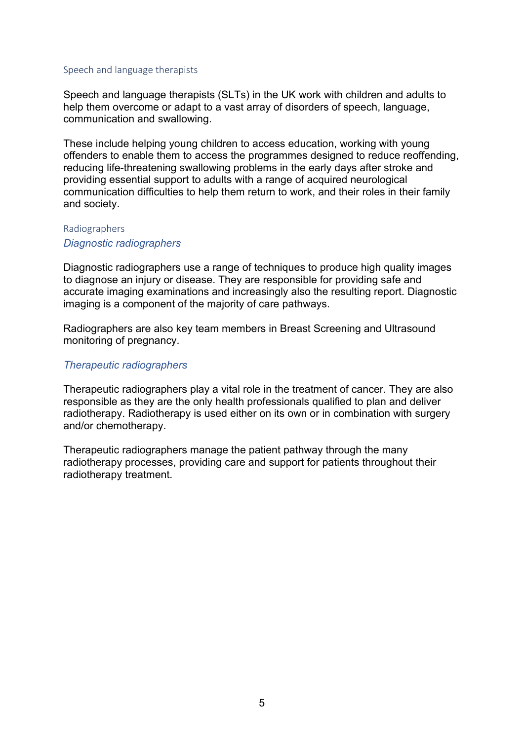## Speech and language therapists

Speech and language therapists (SLTs) in the UK work with children and adults to help them overcome or adapt to a vast array of disorders of speech, language, communication and swallowing.

These include helping young children to access education, working with young offenders to enable them to access the programmes designed to reduce reoffending, reducing life-threatening swallowing problems in the early days after stroke and providing essential support to adults with a range of acquired neurological communication difficulties to help them return to work, and their roles in their family and society.

## Radiographers

### *Diagnostic radiographers*

Diagnostic radiographers use a range of techniques to produce high quality images to diagnose an injury or disease. They are responsible for providing safe and accurate imaging examinations and increasingly also the resulting report. Diagnostic imaging is a component of the majority of care pathways.

Radiographers are also key team members in Breast Screening and Ultrasound monitoring of pregnancy.

### *Therapeutic radiographers*

Therapeutic radiographers play a vital role in the treatment of cancer. They are also responsible as they are the only health professionals qualified to plan and deliver radiotherapy. Radiotherapy is used either on its own or in combination with surgery and/or chemotherapy.

Therapeutic radiographers manage the patient pathway through the many radiotherapy processes, providing care and support for patients throughout their radiotherapy treatment.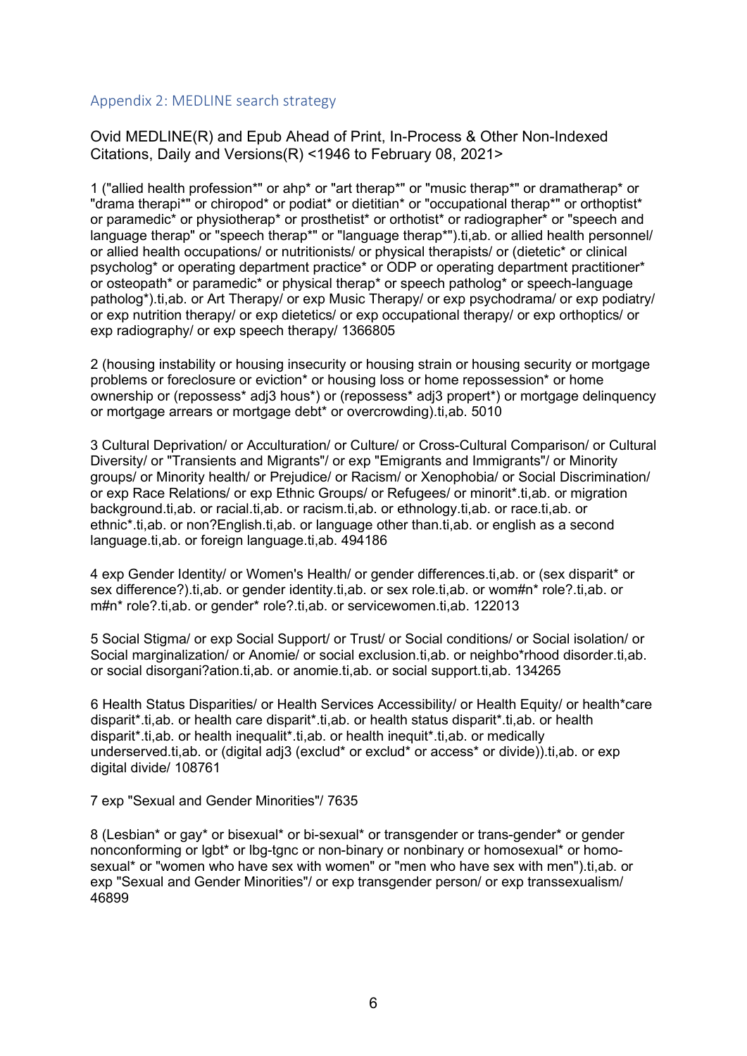## Appendix 2: MEDLINE search strategy

Ovid MEDLINE(R) and Epub Ahead of Print, In-Process & Other Non-Indexed Citations, Daily and Versions(R) <1946 to February 08, 2021>

1 ("allied health profession*" or ahp* or "art therap*" or "music therap*" or dramatherap* or "drama therapi*" or chiropod* or podiat* or dietitian* or "occupational therap*" or orthoptist* or paramedic* or physiotherap* or prosthetist* or orthotist* or radiographer* or "speech and language therap" or "speech therap*" or "language therap*").ti,ab. or allied health personnel/ or allied health occupations/ or nutritionists/ or physical therapists/ or (dietetic* or clinical psycholog* or operating department practice* or ODP or operating department practitioner* or osteopath* or paramedic* or physical therap* or speech patholog* or speech-language patholog*).ti,ab. or Art Therapy/ or exp Music Therapy/ or exp psychodrama/ or exp podiatry/ or exp nutrition therapy/ or exp dietetics/ or exp occupational therapy/ or exp orthoptics/ or exp radiography/ or exp speech therapy/ 1366805

2 (housing instability or housing insecurity or housing strain or housing security or mortgage problems or foreclosure or eviction* or housing loss or home repossession* or home ownership or (repossess* adj3 hous*) or (repossess* adj3 propert*) or mortgage delinquency or mortgage arrears or mortgage debt* or overcrowding).ti,ab. 5010

3 Cultural Deprivation/ or Acculturation/ or Culture/ or Cross-Cultural Comparison/ or Cultural Diversity/ or "Transients and Migrants"/ or exp "Emigrants and Immigrants"/ or Minority groups/ or Minority health/ or Prejudice/ or Racism/ or Xenophobia/ or Social Discrimination/ or exp Race Relations/ or exp Ethnic Groups/ or Refugees/ or minorit*.ti,ab. or migration background.ti,ab. or racial.ti,ab. or racism.ti,ab. or ethnology.ti,ab. or race.ti,ab. or ethnic*.ti,ab. or non?English.ti,ab. or language other than.ti,ab. or english as a second language.ti,ab. or foreign language.ti,ab. 494186

4 exp Gender Identity/ or Women's Health/ or gender differences.ti,ab. or (sex disparit* or sex difference?).ti,ab. or gender identity.ti,ab. or sex role.ti,ab. or wom#n* role?.ti,ab. or m#n* role?.ti,ab. or gender* role?.ti,ab. or servicewomen.ti,ab. 122013

5 Social Stigma/ or exp Social Support/ or Trust/ or Social conditions/ or Social isolation/ or Social marginalization/ or Anomie/ or social exclusion.ti,ab. or neighbo*rhood disorder.ti,ab. or social disorgani?ation.ti,ab. or anomie.ti,ab. or social support.ti,ab. 134265

6 Health Status Disparities/ or Health Services Accessibility/ or Health Equity/ or health*care disparit*.ti,ab. or health care disparit*.ti,ab. or health status disparit*.ti,ab. or health disparit*.ti,ab. or health inequalit*.ti,ab. or health inequit*.ti,ab. or medically underserved.ti,ab. or (digital adj3 (exclud* or exclud* or access* or divide)).ti,ab. or exp digital divide/ 108761

7 exp "Sexual and Gender Minorities"/ 7635

8 (Lesbian* or gay* or bisexual* or bi-sexual* or transgender or trans-gender* or gender nonconforming or lgbt* or lbg-tgnc or non-binary or nonbinary or homosexual* or homo-sexual* or "women who have sex with women" or "men who have sex with men").ti,ab. or exp "Sexual and Gender Minorities"/ or exp transgender person/ or exp transsexualism/ 46899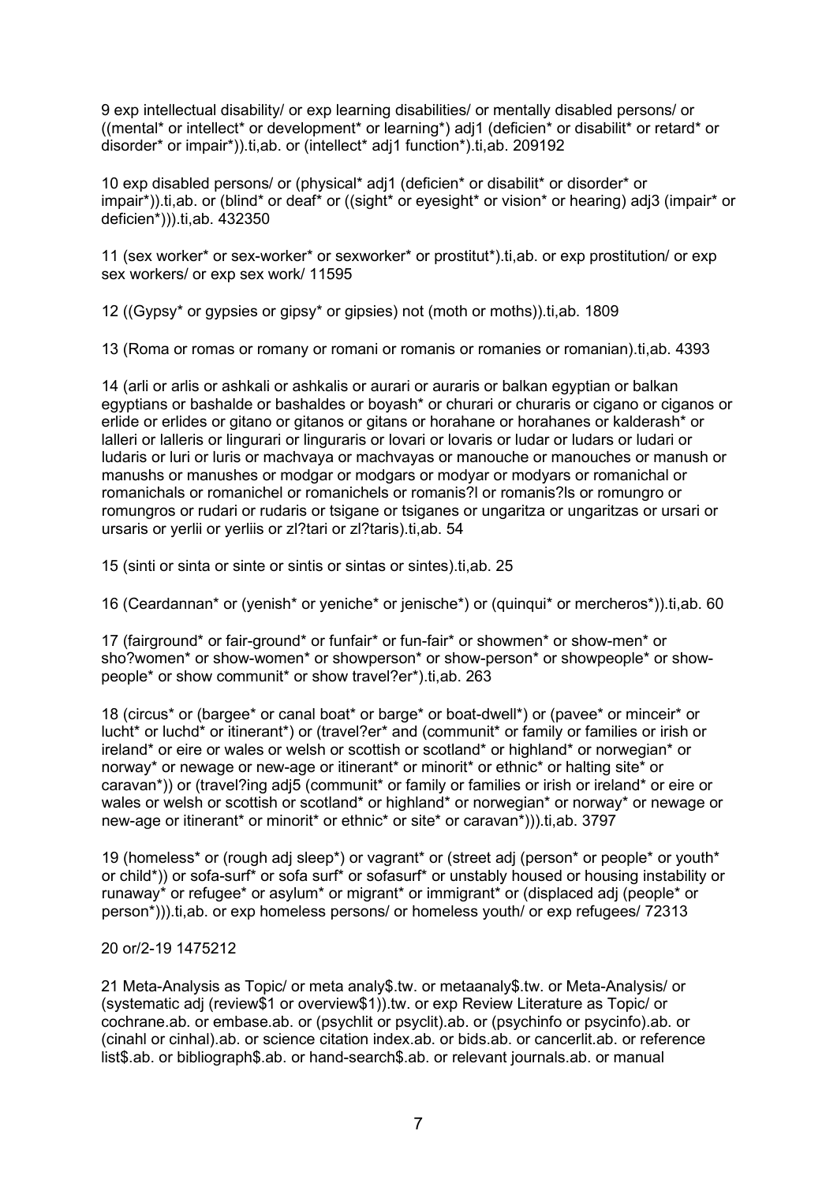9 exp intellectual disability/ or exp learning disabilities/ or mentally disabled persons/ or ((mental* or intellect* or development* or learning*) adj1 (deficien* or disabilit* or retard* or disorder* or impair*)).ti,ab. or (intellect* adj1 function*).ti,ab. 209192

10 exp disabled persons/ or (physical* adj1 (deficien* or disabilit* or disorder* or impair*)).ti,ab. or (blind* or deaf* or ((sight* or eyesight* or vision* or hearing) adj3 (impair* or deficien*))).ti,ab. 432350

11 (sex worker* or sex-worker* or sexworker* or prostitut*).ti,ab. or exp prostitution/ or exp sex workers/ or exp sex work/ 11595

12 ((Gypsy* or gypsies or gipsy* or gipsies) not (moth or moths)).ti,ab. 1809

13 (Roma or romas or romany or romani or romanis or romanies or romanian).ti,ab. 4393

14 (arli or arlis or ashkali or ashkalis or aurari or auraris or balkan egyptian or balkan egyptians or bashalde or bashaldes or boyash* or churari or churaris or cigano or ciganos or erlide or erlides or gitano or gitanos or gitans or horahane or horahanes or kalderash* or lalleri or lalleris or lingurari or linguraris or lovari or lovaris or ludar or ludars or ludari or ludaris or luri or luris or machvaya or machvayas or manouche or manouches or manush or manushs or manushes or modgar or modgars or modyar or modyars or romanichal or romanichals or romanichel or romanichels or romanis?l or romanis?ls or romungro or romungros or rudari or rudaris or tsigane or tsiganes or ungaritza or ungaritzas or ursari or ursaris or yerlii or yerliis or zl?tari or zl?taris).ti,ab. 54

15 (sinti or sinta or sinte or sintis or sintas or sintes).ti,ab. 25

16 (Ceardannan* or (yenish* or yeniche* or jenische*) or (quinqui* or mercheros*)).ti,ab. 60

17 (fairground* or fair-ground* or funfair* or fun-fair* or showmen* or show-men* or sho?women* or show-women* or showperson* or show-person* or showpeople* or show-people* or show communit* or show travel?er*).ti,ab. 263

18 (circus* or (bargee* or canal boat* or barge* or boat-dwell*) or (pavee* or minceir* or lucht* or luchd* or itinerant*) or (travel?er* and (communit* or family or families or irish or ireland* or eire or wales or welsh or scottish or scotland* or highland* or norwegian* or norway* or newage or new-age or itinerant* or minorit* or ethnic* or halting site* or caravan*)) or (travel?ing adj5 (communit* or family or families or irish or ireland* or eire or wales or welsh or scottish or scotland* or highland* or norwegian* or norway* or newage or new-age or itinerant* or minorit* or ethnic* or site* or caravan*))).ti,ab. 3797

19 (homeless* or (rough adj sleep*) or vagrant* or (street adj (person* or people* or youth* or child*)) or sofa-surf* or sofa surf* or sofasurf* or unstably housed or housing instability or runaway* or refugee* or asylum* or migrant* or immigrant* or (displaced adj (people* or person*))).ti,ab. or exp homeless persons/ or homeless youth/ or exp refugees/ 72313

20 or/2-19 1475212

21 Meta-Analysis as Topic/ or meta analy$.tw. or metaanaly$.tw. or Meta-Analysis/ or (systematic adj (review$1 or overview$1)).tw. or exp Review Literature as Topic/ or cochrane.ab. or embase.ab. or (psychlit or psyclit).ab. or (psychinfo or psycinfo).ab. or (cinahl or cinhal).ab. or science citation index.ab. or bids.ab. or cancerlit.ab. or reference list$.ab. or bibliograph$.ab. or hand-search$.ab. or relevant journals.ab. or manual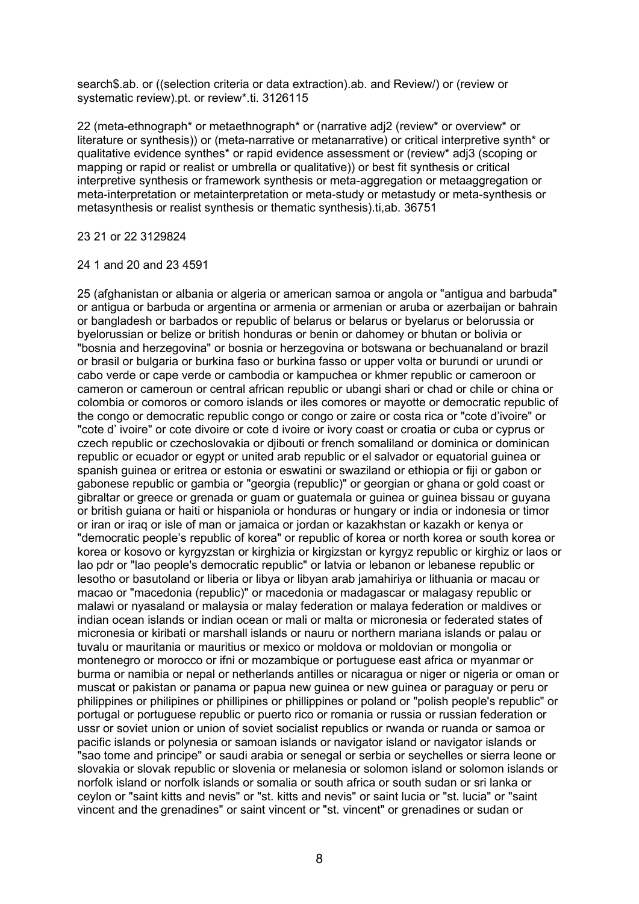search$.ab. or ((selection criteria or data extraction).ab. and Review/) or (review or systematic review).pt. or review*.ti. 3126115

22 (meta-ethnograph* or metaethnograph* or (narrative adj2 (review* or overview* or literature or synthesis)) or (meta-narrative or metanarrative) or critical interpretive synth* or qualitative evidence synthes* or rapid evidence assessment or (review* adj3 (scoping or mapping or rapid or realist or umbrella or qualitative)) or best fit synthesis or critical interpretive synthesis or framework synthesis or meta-aggregation or metaaggregation or meta-interpretation or metainterpretation or meta-study or metastudy or meta-synthesis or metasynthesis or realist synthesis or thematic synthesis).ti,ab. 36751

23 21 or 22 3129824

24 1 and 20 and 23 4591

25 (afghanistan or albania or algeria or american samoa or angola or "antigua and barbuda" or antigua or barbuda or argentina or armenia or armenian or aruba or azerbaijan or bahrain or bangladesh or barbados or republic of belarus or belarus or byelarus or belorussia or byelorussian or belize or british honduras or benin or dahomey or bhutan or bolivia or "bosnia and herzegovina" or bosnia or herzegovina or botswana or bechuanaland or brazil or brasil or bulgaria or burkina faso or burkina fasso or upper volta or burundi or urundi or cabo verde or cape verde or cambodia or kampuchea or khmer republic or cameroon or cameron or cameroun or central african republic or ubangi shari or chad or chile or china or colombia or comoros or comoro islands or iles comores or mayotte or democratic republic of the congo or democratic republic congo or congo or zaire or costa rica or "cote d'ivoire" or "cote d' ivoire" or cote divoire or cote d ivoire or ivory coast or croatia or cuba or cyprus or czech republic or czechoslovakia or djibouti or french somaliland or dominica or dominican republic or ecuador or egypt or united arab republic or el salvador or equatorial guinea or spanish guinea or eritrea or estonia or eswatini or swaziland or ethiopia or fiji or gabon or gabonese republic or gambia or "georgia (republic)" or georgian or ghana or gold coast or gibraltar or greece or grenada or guam or guatemala or guinea or guinea bissau or guyana or british guiana or haiti or hispaniola or honduras or hungary or india or indonesia or timor or iran or iraq or isle of man or jamaica or jordan or kazakhstan or kazakh or kenya or "democratic people's republic of korea" or republic of korea or north korea or south korea or korea or kosovo or kyrgyzstan or kirghizia or kirgizstan or kyrgyz republic or kirghiz or laos or lao pdr or "lao people's democratic republic" or latvia or lebanon or lebanese republic or lesotho or basutoland or liberia or libya or libyan arab jamahiriya or lithuania or macau or macao or "macedonia (republic)" or macedonia or madagascar or malagasy republic or malawi or nyasaland or malaysia or malay federation or malaya federation or maldives or indian ocean islands or indian ocean or mali or malta or micronesia or federated states of micronesia or kiribati or marshall islands or nauru or northern mariana islands or palau or tuvalu or mauritania or mauritius or mexico or moldova or moldovian or mongolia or montenegro or morocco or ifni or mozambique or portuguese east africa or myanmar or burma or namibia or nepal or netherlands antilles or nicaragua or niger or nigeria or oman or muscat or pakistan or panama or papua new guinea or new guinea or paraguay or peru or philippines or philipines or phillipines or phillippines or poland or "polish people's republic" or portugal or portuguese republic or puerto rico or romania or russia or russian federation or ussr or soviet union or union of soviet socialist republics or rwanda or ruanda or samoa or pacific islands or polynesia or samoan islands or navigator island or navigator islands or "sao tome and principe" or saudi arabia or senegal or serbia or seychelles or sierra leone or slovakia or slovak republic or slovenia or melanesia or solomon island or solomon islands or norfolk island or norfolk islands or somalia or south africa or south sudan or sri lanka or ceylon or "saint kitts and nevis" or "st. kitts and nevis" or saint lucia or "st. lucia" or "saint vincent and the grenadines" or saint vincent or "st. vincent" or grenadines or sudan or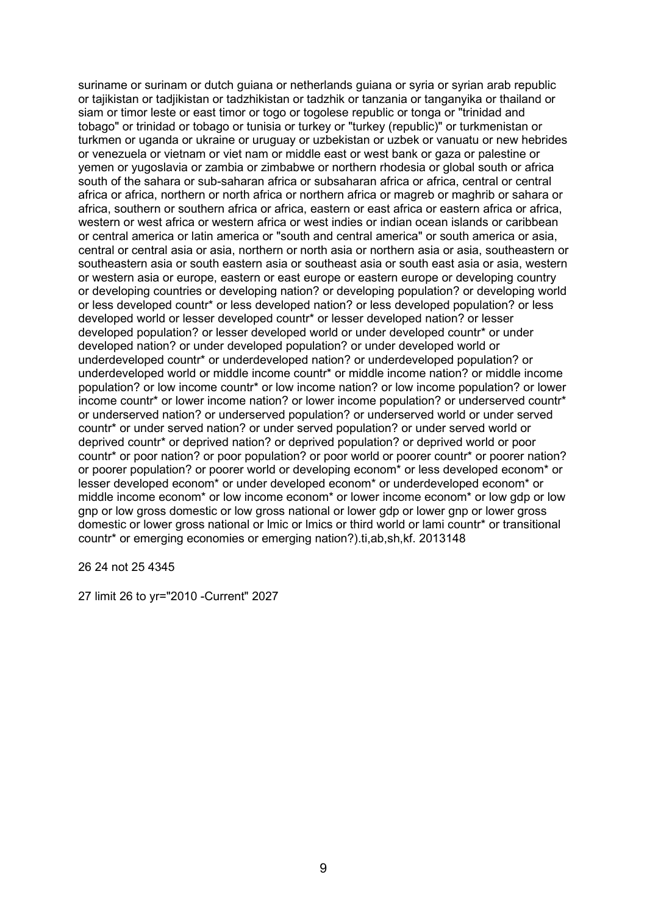suriname or surinam or dutch guiana or netherlands guiana or syria or syrian arab republic or tajikistan or tadjikistan or tadzhikistan or tadzhik or tanzania or tanganyika or thailand or siam or timor leste or east timor or togo or togolese republic or tonga or "trinidad and tobago" or trinidad or tobago or tunisia or turkey or "turkey (republic)" or turkmenistan or turkmen or uganda or ukraine or uruguay or uzbekistan or uzbek or vanuatu or new hebrides or venezuela or vietnam or viet nam or middle east or west bank or gaza or palestine or yemen or yugoslavia or zambia or zimbabwe or northern rhodesia or global south or africa south of the sahara or sub-saharan africa or subsaharan africa or africa, central or central africa or africa, northern or north africa or northern africa or magreb or maghrib or sahara or africa, southern or southern africa or africa, eastern or east africa or eastern africa or africa, western or west africa or western africa or west indies or indian ocean islands or caribbean or central america or latin america or "south and central america" or south america or asia, central or central asia or asia, northern or north asia or northern asia or asia, southeastern or southeastern asia or south eastern asia or southeast asia or south east asia or asia, western or western asia or europe, eastern or east europe or eastern europe or developing country or developing countries or developing nation? or developing population? or developing world or less developed countr* or less developed nation? or less developed population? or less developed world or lesser developed countr* or lesser developed nation? or lesser developed population? or lesser developed world or under developed countr* or under developed nation? or under developed population? or under developed world or underdeveloped countr* or underdeveloped nation? or underdeveloped population? or underdeveloped world or middle income countr* or middle income nation? or middle income population? or low income countr* or low income nation? or low income population? or lower income countr* or lower income nation? or lower income population? or underserved countr* or underserved nation? or underserved population? or underserved world or under served countr* or under served nation? or under served population? or under served world or deprived countr* or deprived nation? or deprived population? or deprived world or poor countr* or poor nation? or poor population? or poor world or poorer countr* or poorer nation? or poorer population? or poorer world or developing econom* or less developed econom* or lesser developed econom* or under developed econom* or underdeveloped econom* or middle income econom* or low income econom* or lower income econom* or low gdp or low gnp or low gross domestic or low gross national or lower gdp or lower gnp or lower gross domestic or lower gross national or lmic or lmics or third world or lami countr* or transitional countr* or emerging economies or emerging nation?).ti,ab,sh,kf. 2013148

26 24 not 25 4345

27 limit 26 to yr="2010 -Current" 2027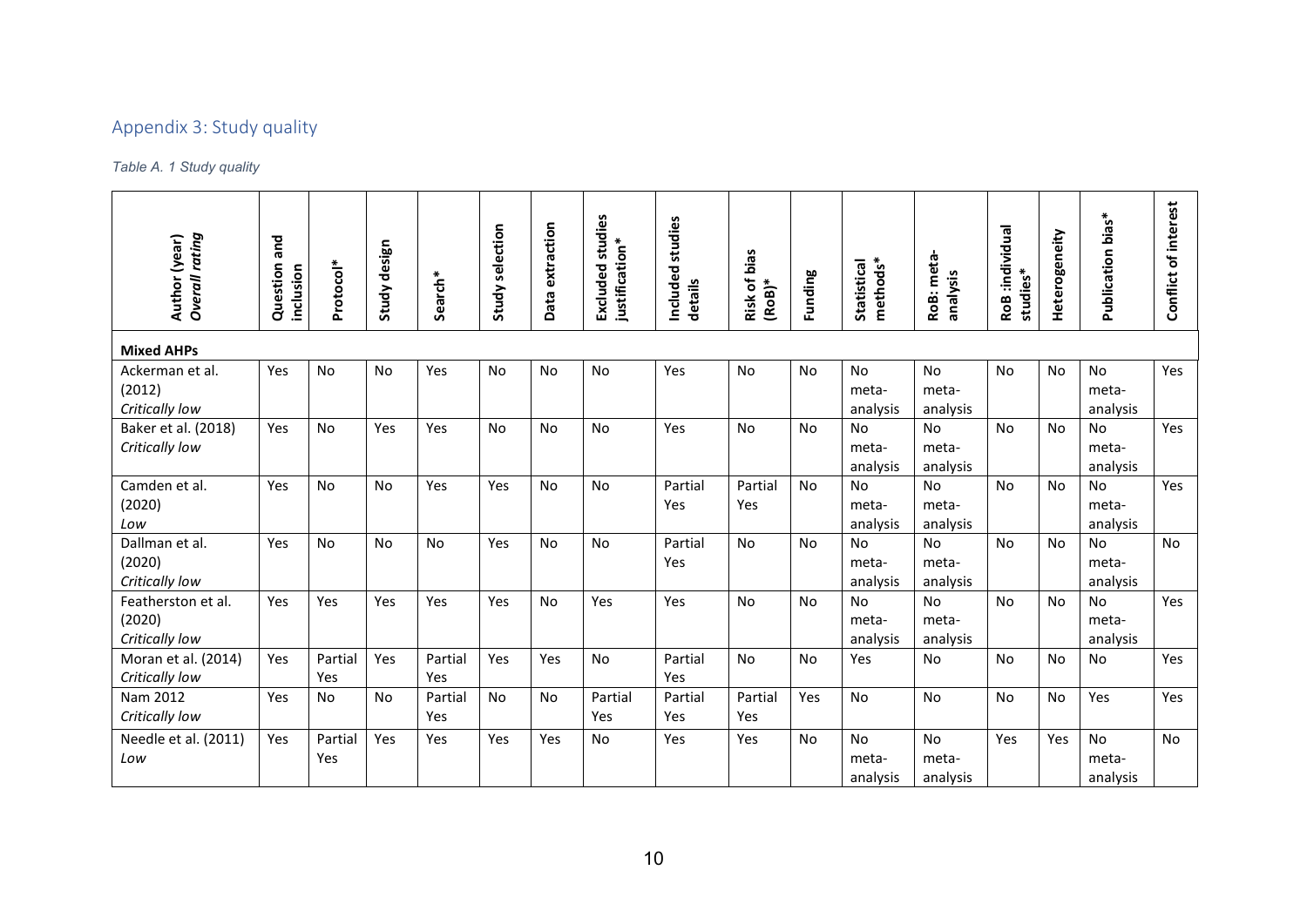## Appendix 3: Study quality

*Table A. 1 Study quality*

| Author (year) *Overall rating* | Question and inclusion | Protocol* | Study design | Search* | Study selection | Data extraction | Excluded studies justification* | Included studies details | Risk of bias (RoB)* | Funding | Statistical methods* | RoB: meta-analysis | RoB :individual studies* | Heterogeneity | Publication bias* | Conflict of interest |
|---|---|---|---|---|---|---|---|---|---|---|---|---|---|---|---|---|
| **Mixed AHPs** | | | | | | | | | | | | | | | | |
| Ackerman et al. (2012) *Critically low* | Yes | No | No | Yes | No | No | No | Yes | No | No | No meta-analysis | No meta-analysis | No | No | No meta-analysis | Yes |
| Baker et al. (2018) *Critically low* | Yes | No | Yes | Yes | No | No | No | Yes | No | No | No meta-analysis | No meta-analysis | No | No | No meta-analysis | Yes |
| Camden et al. (2020) *Low* | Yes | No | No | Yes | Yes | No | No | Partial Yes | Partial Yes | No | No meta-analysis | No meta-analysis | No | No | No meta-analysis | Yes |
| Dallman et al. (2020) *Critically low* | Yes | No | No | No | Yes | No | No | Partial Yes | No | No | No meta-analysis | No meta-analysis | No | No | No meta-analysis | No |
| Featherston et al. (2020) *Critically low* | Yes | Yes | Yes | Yes | Yes | No | Yes | Yes | No | No | No meta-analysis | No meta-analysis | No | No | No meta-analysis | Yes |
| Moran et al. (2014) *Critically low* | Yes | Partial Yes | Yes | Partial Yes | Yes | Yes | No | Partial Yes | No | No | Yes | No | No | No | No | Yes |
| Nam 2012 *Critically low* | Yes | No | No | Partial Yes | No | No | Partial Yes | Partial Yes | Partial Yes | Yes | No | No | No | No | Yes | Yes |
| Needle et al. (2011) *Low* | Yes | Partial Yes | Yes | Yes | Yes | Yes | No | Yes | Yes | No | No meta-analysis | No meta-analysis | Yes | Yes | No meta-analysis | No |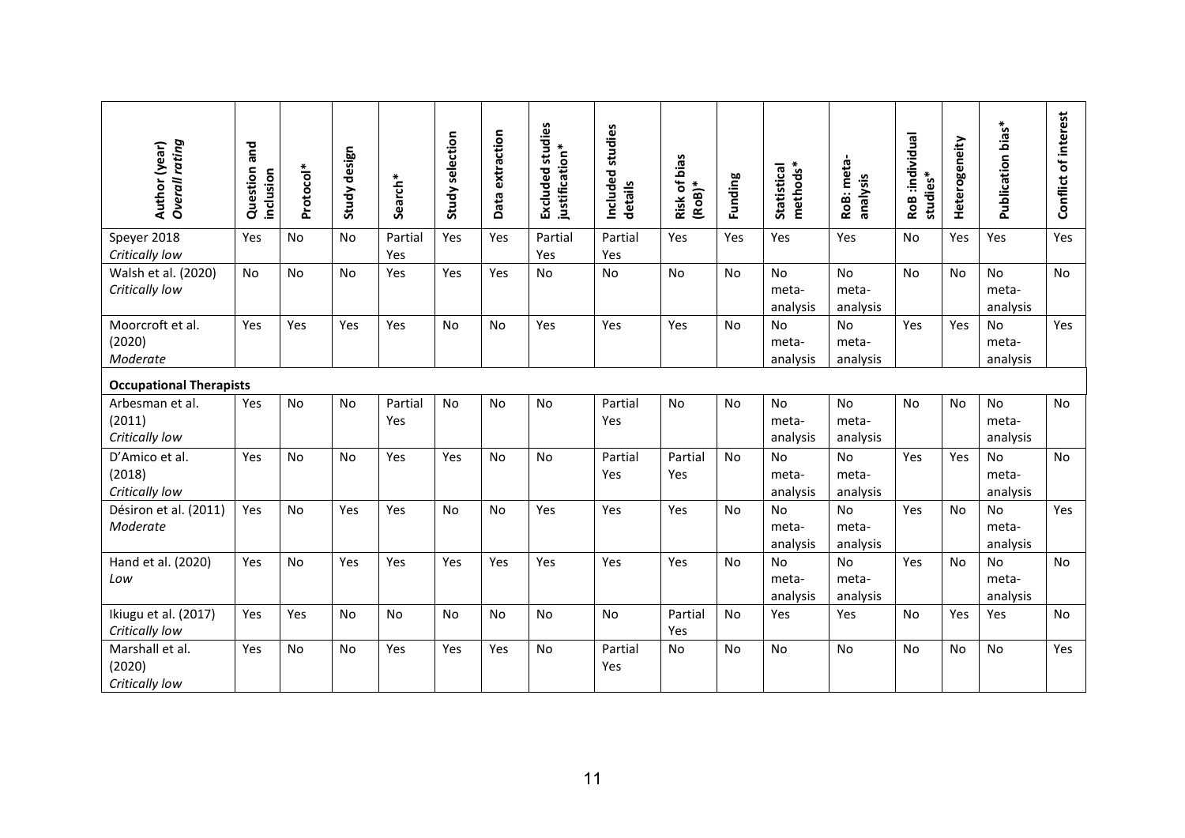| Author (year) *Overall rating* | Question and inclusion | Protocol* | Study design | Search* | Study selection | Data extraction | Excluded studies justification* | Included studies details | Risk of bias (RoB)* | Funding | Statistical methods* | RoB: meta-analysis | RoB :individual studies* | Heterogeneity | Publication bias* | Conflict of interest |
|---|---|---|---|---|---|---|---|---|---|---|---|---|---|---|---|---|
| Speyer 2018 *Critically low* | Yes | No | No | Partial Yes | Yes | Yes | Partial Yes | Partial Yes | Yes | Yes | Yes | Yes | No | Yes | Yes | Yes |
| Walsh et al. (2020) *Critically low* | No | No | No | Yes | Yes | Yes | No | No | No | No | No meta-analysis | No meta-analysis | No | No | No meta-analysis | No |
| Moorcroft et al. (2020) *Moderate* | Yes | Yes | Yes | Yes | No | No | Yes | Yes | Yes | No | No meta-analysis | No meta-analysis | Yes | Yes | No meta-analysis | Yes |
| **Occupational Therapists** | | | | | | | | | | | | | | | | |
| Arbesman et al. (2011) *Critically low* | Yes | No | No | Partial Yes | No | No | No | Partial Yes | No | No | No meta-analysis | No meta-analysis | No | No | No meta-analysis | No |
| D'Amico et al. (2018) *Critically low* | Yes | No | No | Yes | Yes | No | No | Partial Yes | Partial Yes | No | No meta-analysis | No meta-analysis | Yes | Yes | No meta-analysis | No |
| Désiron et al. (2011) *Moderate* | Yes | No | Yes | Yes | No | No | Yes | Yes | Yes | No | No meta-analysis | No meta-analysis | Yes | No | No meta-analysis | Yes |
| Hand et al. (2020) *Low* | Yes | No | Yes | Yes | Yes | Yes | Yes | Yes | Yes | No | No meta-analysis | No meta-analysis | Yes | No | No meta-analysis | No |
| Ikiugu et al. (2017) *Critically low* | Yes | Yes | No | No | No | No | No | No | Partial Yes | No | Yes | Yes | No | Yes | Yes | No |
| Marshall et al. (2020) *Critically low* | Yes | No | No | Yes | Yes | Yes | No | Partial Yes | No | No | No | No | No | No | No | Yes |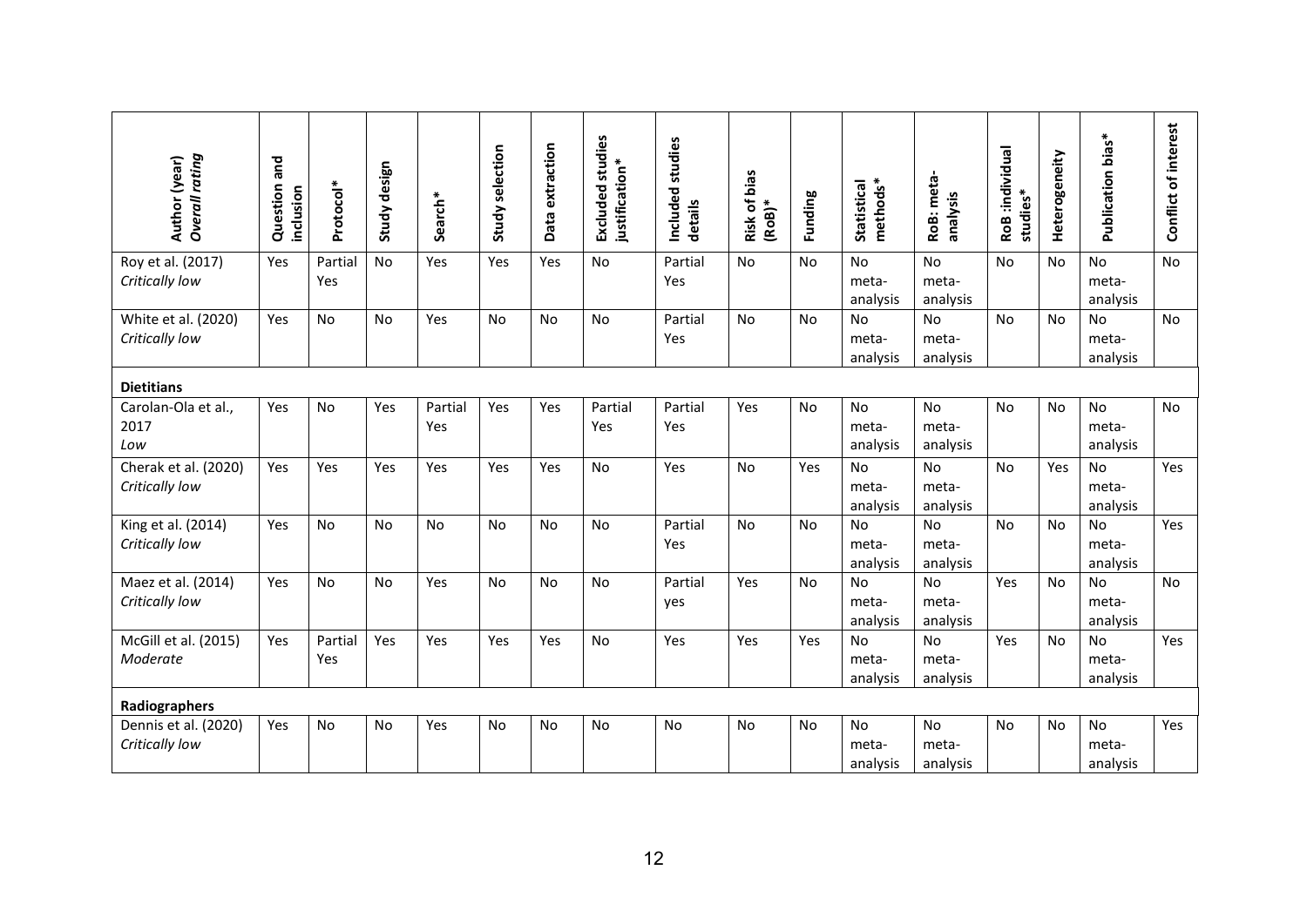| Author (year) *Overall rating* | Question and inclusion | Protocol* | Study design | Search* | Study selection | Data extraction | Excluded studies justification* | Included studies details | Risk of bias (RoB)* | Funding | Statistical methods* | RoB: meta-analysis | RoB :individual studies* | Heterogeneity | Publication bias* | Conflict of interest |
|---|---|---|---|---|---|---|---|---|---|---|---|---|---|---|---|---|
| Roy et al. (2017) *Critically low* | Yes | Partial Yes | No | Yes | Yes | Yes | No | Partial Yes | No | No | No meta-analysis | No meta-analysis | No | No | No meta-analysis | No |
| White et al. (2020) *Critically low* | Yes | No | No | Yes | No | No | No | Partial Yes | No | No | No meta-analysis | No meta-analysis | No | No | No meta-analysis | No |
| **Dietitians** | | | | | | | | | | | | | | | | |
| Carolan-Ola et al., 2017 *Low* | Yes | No | Yes | Partial Yes | Yes | Yes | Partial Yes | Partial Yes | Yes | No | No meta-analysis | No meta-analysis | No | No | No meta-analysis | No |
| Cherak et al. (2020) *Critically low* | Yes | Yes | Yes | Yes | Yes | Yes | No | Yes | No | Yes | No meta-analysis | No meta-analysis | No | Yes | No meta-analysis | Yes |
| King et al. (2014) *Critically low* | Yes | No | No | No | No | No | No | Partial Yes | No | No | No meta-analysis | No meta-analysis | No | No | No meta-analysis | Yes |
| Maez et al. (2014) *Critically low* | Yes | No | No | Yes | No | No | No | Partial yes | Yes | No | No meta-analysis | No meta-analysis | Yes | No | No meta-analysis | No |
| McGill et al. (2015) *Moderate* | Yes | Partial Yes | Yes | Yes | Yes | Yes | No | Yes | Yes | Yes | No meta-analysis | No meta-analysis | Yes | No | No meta-analysis | Yes |
| **Radiographers** | | | | | | | | | | | | | | | | |
| Dennis et al. (2020) *Critically low* | Yes | No | No | Yes | No | No | No | No | No | No | No meta-analysis | No meta-analysis | No | No | No meta-analysis | Yes |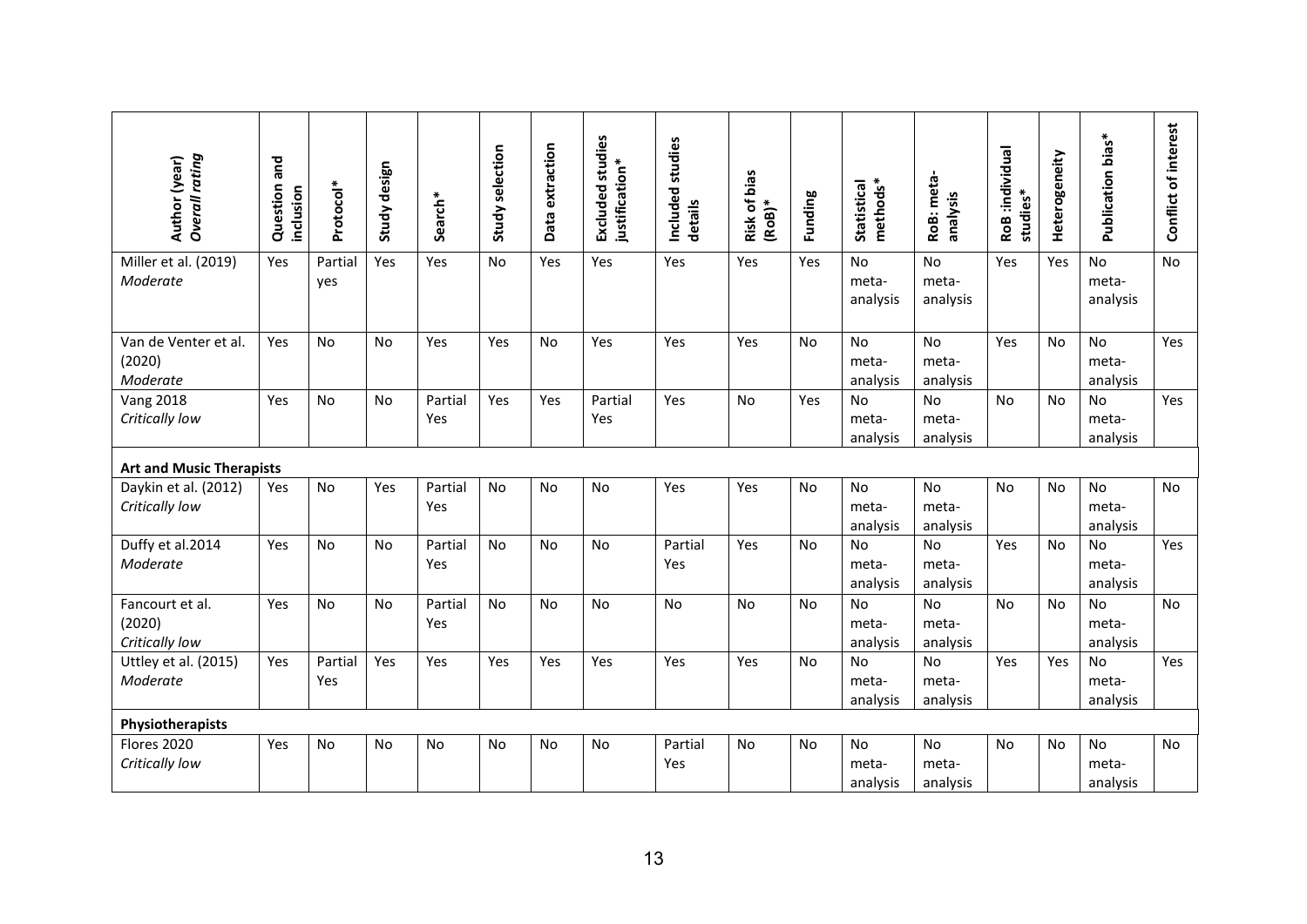| Author (year) *Overall rating* | Question and inclusion | Protocol* | Study design | Search* | Study selection | Data extraction | Excluded studies justification* | Included studies details | Risk of bias (RoB)* | Funding | Statistical methods* | RoB: meta-analysis | RoB :individual studies* | Heterogeneity | Publication bias* | Conflict of interest |
|---|---|---|---|---|---|---|---|---|---|---|---|---|---|---|---|---|
| Miller et al. (2019) *Moderate* | Yes | Partial yes | Yes | Yes | No | Yes | Yes | Yes | Yes | Yes | No meta-analysis | No meta-analysis | Yes | Yes | No meta-analysis | No |
| Van de Venter et al. (2020) *Moderate* | Yes | No | No | Yes | Yes | No | Yes | Yes | Yes | No | No meta-analysis | No meta-analysis | Yes | No | No meta-analysis | Yes |
| Vang 2018 *Critically low* | Yes | No | No | Partial Yes | Yes | Yes | Partial Yes | Yes | No | Yes | No meta-analysis | No meta-analysis | No | No | No meta-analysis | Yes |
| **Art and Music Therapists** | | | | | | | | | | | | | | | | |
| Daykin et al. (2012) *Critically low* | Yes | No | Yes | Partial Yes | No | No | No | Yes | Yes | No | No meta-analysis | No meta-analysis | No | No | No meta-analysis | No |
| Duffy et al.2014 *Moderate* | Yes | No | No | Partial Yes | No | No | No | Partial Yes | Yes | No | No meta-analysis | No meta-analysis | Yes | No | No meta-analysis | Yes |
| Fancourt et al. (2020) *Critically low* | Yes | No | No | Partial Yes | No | No | No | No | No | No | No meta-analysis | No meta-analysis | No | No | No meta-analysis | No |
| Uttley et al. (2015) *Moderate* | Yes | Partial Yes | Yes | Yes | Yes | Yes | Yes | Yes | Yes | No | No meta-analysis | No meta-analysis | Yes | Yes | No meta-analysis | Yes |
| **Physiotherapists** | | | | | | | | | | | | | | | | |
| Flores 2020 *Critically low* | Yes | No | No | No | No | No | No | Partial Yes | No | No | No meta-analysis | No meta-analysis | No | No | No meta-analysis | No |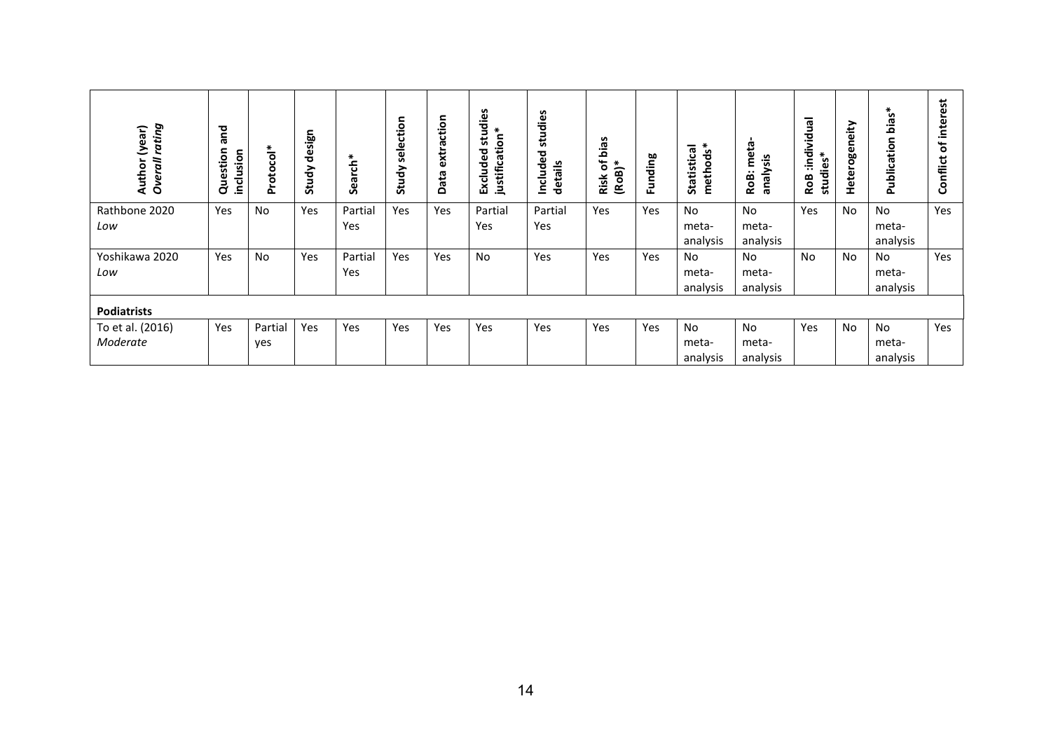| Author (year) *Overall rating* | Question and inclusion | Protocol* | Study design | Search* | Study selection | Data extraction | Excluded studies justification* | Included studies details | Risk of bias (RoB)* | Funding | Statistical methods* | RoB: meta-analysis | RoB :individual studies* | Heterogeneity | Publication bias* | Conflict of interest |
|---|---|---|---|---|---|---|---|---|---|---|---|---|---|---|---|---|
| Rathbone 2020 *Low* | Yes | No | Yes | Partial Yes | Yes | Yes | Partial Yes | Partial Yes | Yes | Yes | No meta-analysis | No meta-analysis | Yes | No | No meta-analysis | Yes |
| Yoshikawa 2020 *Low* | Yes | No | Yes | Partial Yes | Yes | Yes | No | Yes | Yes | Yes | No meta-analysis | No meta-analysis | No | No | No meta-analysis | Yes |
| **Podiatrists** | | | | | | | | | | | | | | | | |
| To et al. (2016) *Moderate* | Yes | Partial yes | Yes | Yes | Yes | Yes | Yes | Yes | Yes | Yes | No meta-analysis | No meta-analysis | Yes | No | No meta-analysis | Yes |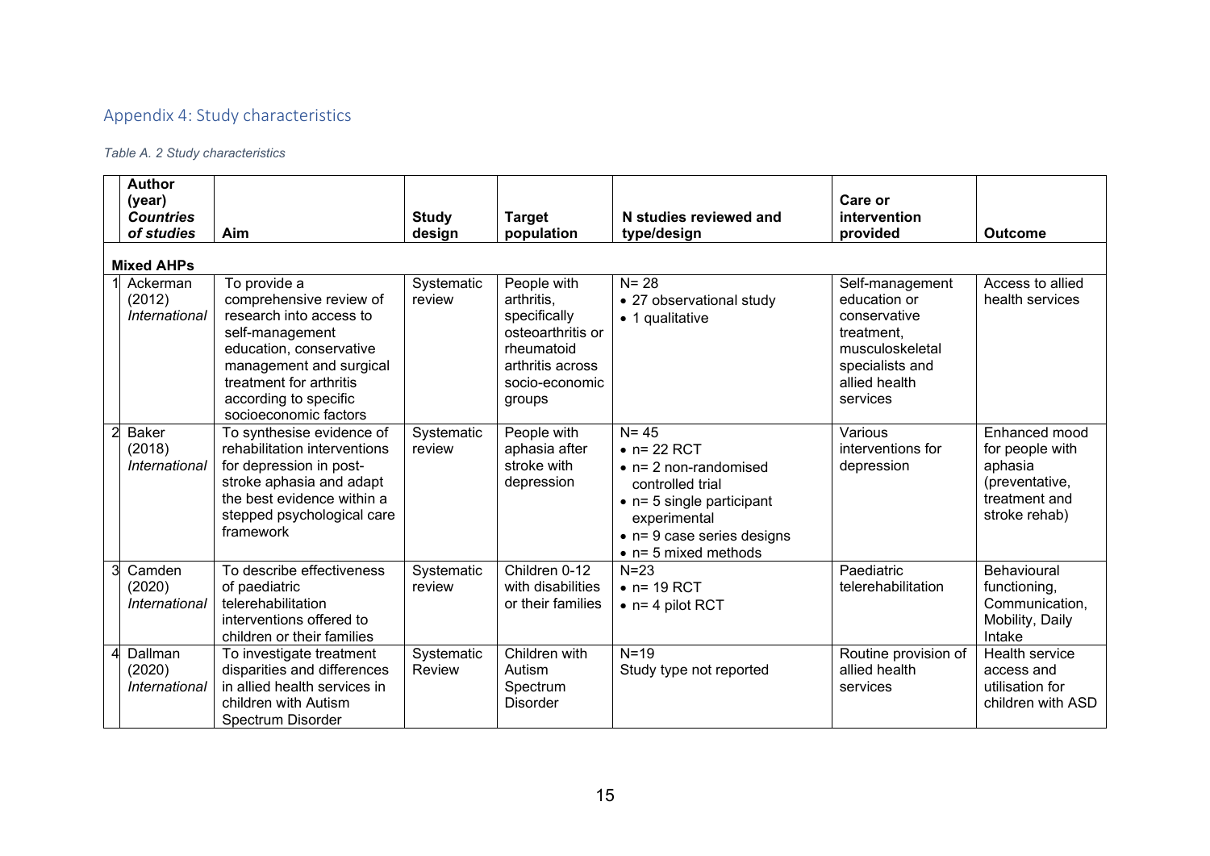## Appendix 4: Study characteristics

*Table A. 2 Study characteristics*

| | **Author (year)** ***Countries of studies*** | **Aim** | **Study design** | **Target population** | **N studies reviewed and type/design** | **Care or intervention provided** | **Outcome** |
|---|---|---|---|---|---|---|---|
| **Mixed AHPs** | | | | | | | |
| 1 | Ackerman (2012) *International* | To provide a comprehensive review of research into access to self-management education, conservative management and surgical treatment for arthritis according to specific socioeconomic factors | Systematic review | People with arthritis, specifically osteoarthritis or rheumatoid arthritis across socio-economic groups | N= 28<br>• 27 observational study<br>• 1 qualitative | Self-management education or conservative treatment, musculoskeletal specialists and allied health services | Access to allied health services |
| 2 | Baker (2018) *International* | To synthesise evidence of rehabilitation interventions for depression in post-stroke aphasia and adapt the best evidence within a stepped psychological care framework | Systematic review | People with aphasia after stroke with depression | N= 45<br>• n= 22 RCT<br>• n= 2 non-randomised controlled trial<br>• n= 5 single participant experimental<br>• n= 9 case series designs<br>• n= 5 mixed methods | Various interventions for depression | Enhanced mood for people with aphasia (preventative, treatment and stroke rehab) |
| 3 | Camden (2020) *International* | To describe effectiveness of paediatric telerehabilitation interventions offered to children or their families | Systematic review | Children 0-12 with disabilities or their families | N=23<br>• n= 19 RCT<br>• n= 4 pilot RCT | Paediatric telerehabilitation | Behavioural functioning, Communication, Mobility, Daily Intake |
| 4 | Dallman (2020) *International* | To investigate treatment disparities and differences in allied health services in children with Autism Spectrum Disorder | Systematic Review | Children with Autism Spectrum Disorder | N=19<br>Study type not reported | Routine provision of allied health services | Health service access and utilisation for children with ASD |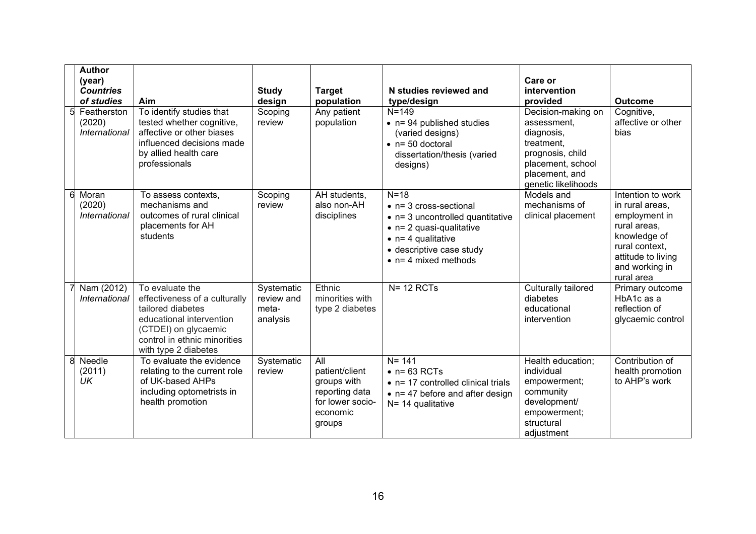| | Author (year) *Countries of studies* | Aim | Study design | Target population | N studies reviewed and type/design | Care or intervention provided | Outcome |
|---|---|---|---|---|---|---|---|
| 5 | Featherston (2020) *International* | To identify studies that tested whether cognitive, affective or other biases influenced decisions made by allied health care professionals | Scoping review | Any patient population | N=149<br>• n= 94 published studies (varied designs)<br>• n= 50 doctoral dissertation/thesis (varied designs) | Decision-making on assessment, diagnosis, treatment, prognosis, child placement, school placement, and genetic likelihoods | Cognitive, affective or other bias |
| 6 | Moran (2020) *International* | To assess contexts, mechanisms and outcomes of rural clinical placements for AH students | Scoping review | AH students, also non-AH disciplines | N=18<br>• n= 3 cross-sectional<br>• n= 3 uncontrolled quantitative<br>• n= 2 quasi-qualitative<br>• n= 4 qualitative<br>• descriptive case study<br>• n= 4 mixed methods | Models and mechanisms of clinical placement | Intention to work in rural areas, employment in rural areas, knowledge of rural context, attitude to living and working in rural area |
| 7 | Nam (2012) *International* | To evaluate the effectiveness of a culturally tailored diabetes educational intervention (CTDEI) on glycaemic control in ethnic minorities with type 2 diabetes | Systematic review and meta-analysis | Ethnic minorities with type 2 diabetes | N= 12 RCTs | Culturally tailored diabetes educational intervention | Primary outcome HbA1c as a reflection of glycaemic control |
| 8 | Needle (2011) *UK* | To evaluate the evidence relating to the current role of UK-based AHPs including optometrists in health promotion | Systematic review | All patient/client groups with reporting data for lower socio-economic groups | N= 141<br>• n= 63 RCTs<br>• n= 17 controlled clinical trials<br>• n= 47 before and after design<br>N= 14 qualitative | Health education; individual empowerment; community development/ empowerment; structural adjustment | Contribution of health promotion to AHP's work |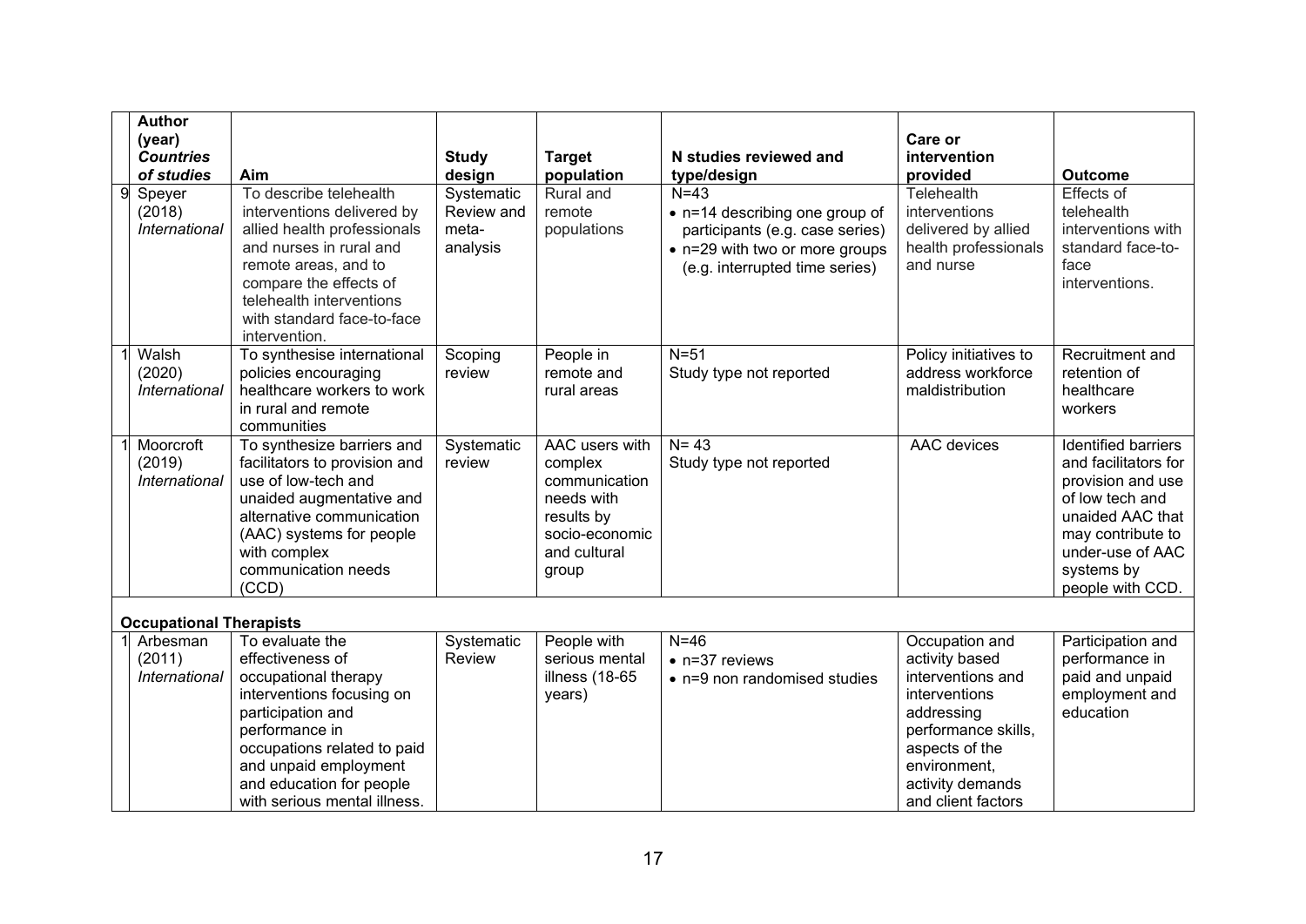| | Author (year) *Countries of studies* | Aim | Study design | Target population | N studies reviewed and type/design | Care or intervention provided | Outcome |
|---|---|---|---|---|---|---|---|
| 9 | Speyer (2018) *International* | To describe telehealth interventions delivered by allied health professionals and nurses in rural and remote areas, and to compare the effects of telehealth interventions with standard face-to-face intervention. | Systematic Review and meta-analysis | Rural and remote populations | N=43<br>• n=14 describing one group of participants (e.g. case series)<br>• n=29 with two or more groups (e.g. interrupted time series) | Telehealth interventions delivered by allied health professionals and nurse | Effects of telehealth interventions with standard face-to-face interventions. |
| 1 | Walsh (2020) *International* | To synthesise international policies encouraging healthcare workers to work in rural and remote communities | Scoping review | People in remote and rural areas | N=51<br>Study type not reported | Policy initiatives to address workforce maldistribution | Recruitment and retention of healthcare workers |
| 1 | Moorcroft (2019) *International* | To synthesize barriers and facilitators to provision and use of low-tech and unaided augmentative and alternative communication (AAC) systems for people with complex communication needs (CCD) | Systematic review | AAC users with complex communication needs with results by socio-economic and cultural group | N= 43<br>Study type not reported | AAC devices | Identified barriers and facilitators for provision and use of low tech and unaided AAC that may contribute to under-use of AAC systems by people with CCD. |
| | **Occupational Therapists** | | | | | | |
| 1 | Arbesman (2011) *International* | To evaluate the effectiveness of occupational therapy interventions focusing on participation and performance in occupations related to paid and unpaid employment and education for people with serious mental illness. | Systematic Review | People with serious mental illness (18-65 years) | N=46<br>• n=37 reviews<br>• n=9 non randomised studies | Occupation and activity based interventions and interventions addressing performance skills, aspects of the environment, activity demands and client factors | Participation and performance in paid and unpaid employment and education |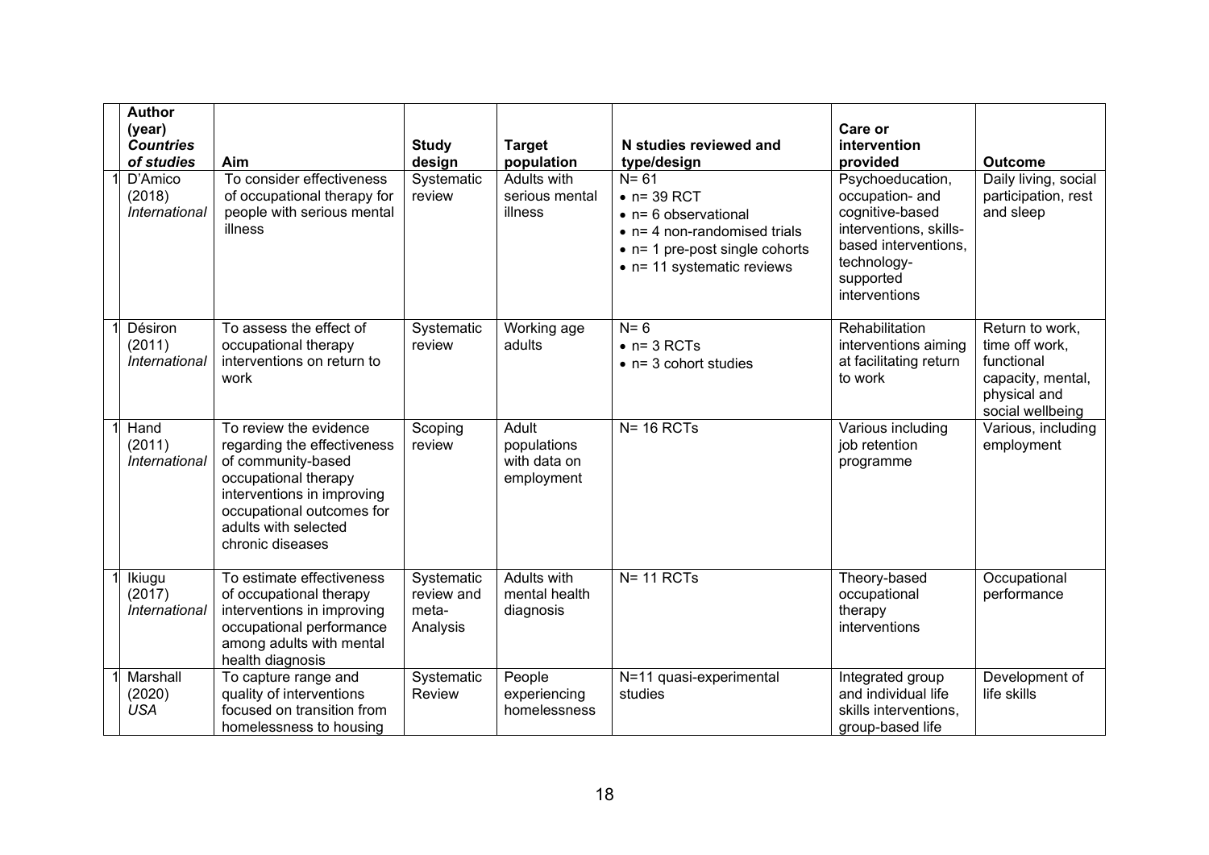| | Author (year) *Countries of studies* | Aim | Study design | Target population | N studies reviewed and type/design | Care or intervention provided | Outcome |
|---|---|---|---|---|---|---|---|
| 1 | D'Amico (2018) *International* | To consider effectiveness of occupational therapy for people with serious mental illness | Systematic review | Adults with serious mental illness | N= 61<br>• n= 39 RCT<br>• n= 6 observational<br>• n= 4 non-randomised trials<br>• n= 1 pre-post single cohorts<br>• n= 11 systematic reviews | Psychoeducation, occupation- and cognitive-based interventions, skills-based interventions, technology-supported interventions | Daily living, social participation, rest and sleep |
| 1 | Désiron (2011) *International* | To assess the effect of occupational therapy interventions on return to work | Systematic review | Working age adults | N= 6<br>• n= 3 RCTs<br>• n= 3 cohort studies | Rehabilitation interventions aiming at facilitating return to work | Return to work, time off work, functional capacity, mental, physical and social wellbeing |
| 1 | Hand (2011) *International* | To review the evidence regarding the effectiveness of community-based occupational therapy interventions in improving occupational outcomes for adults with selected chronic diseases | Scoping review | Adult populations with data on employment | N= 16 RCTs | Various including job retention programme | Various, including employment |
| 1 | Ikiugu (2017) *International* | To estimate effectiveness of occupational therapy interventions in improving occupational performance among adults with mental health diagnosis | Systematic review and meta-Analysis | Adults with mental health diagnosis | N= 11 RCTs | Theory-based occupational therapy interventions | Occupational performance |
| 1 | Marshall (2020) *USA* | To capture range and quality of interventions focused on transition from homelessness to housing | Systematic Review | People experiencing homelessness | N=11 quasi-experimental studies | Integrated group and individual life skills interventions, group-based life | Development of life skills |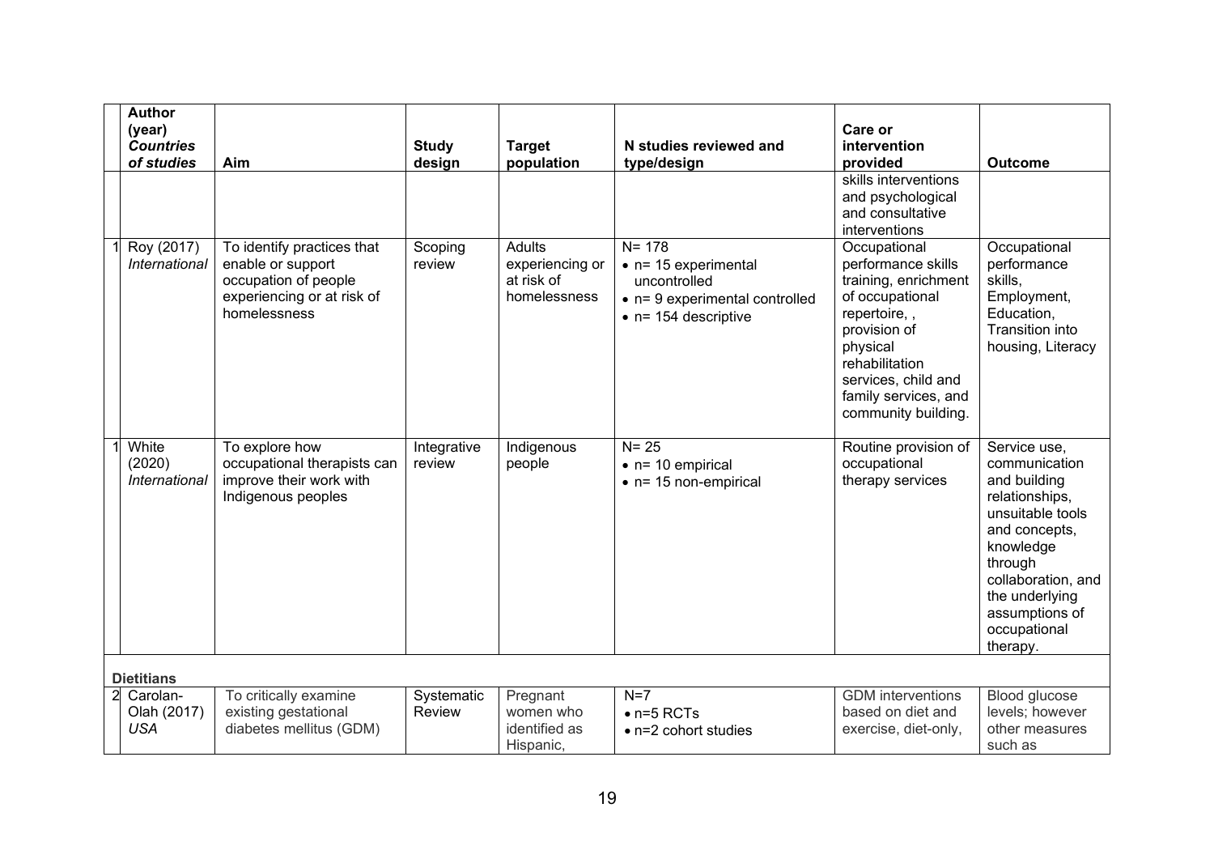| | Author (year) *Countries of studies* | Aim | Study design | Target population | N studies reviewed and type/design | Care or intervention provided | Outcome |
|---|---|---|---|---|---|---|---|
| | | | | | | skills interventions and psychological and consultative interventions | |
| 1 | Roy (2017) *International* | To identify practices that enable or support occupation of people experiencing or at risk of homelessness | Scoping review | Adults experiencing or at risk of homelessness | N= 178 • n= 15 experimental uncontrolled • n= 9 experimental controlled • n= 154 descriptive | Occupational performance skills training, enrichment of occupational repertoire, , provision of physical rehabilitation services, child and family services, and community building. | Occupational performance skills, Employment, Education, Transition into housing, Literacy |
| 1 | White (2020) *International* | To explore how occupational therapists can improve their work with Indigenous peoples | Integrative review | Indigenous people | N= 25 • n= 10 empirical • n= 15 non-empirical | Routine provision of occupational therapy services | Service use, communication and building relationships, unsuitable tools and concepts, knowledge through collaboration, and the underlying assumptions of occupational therapy. |
| | **Dietitians** | | | | | | |
| 2 | Carolan-Olah (2017) *USA* | To critically examine existing gestational diabetes mellitus (GDM) | Systematic Review | Pregnant women who identified as Hispanic, | N=7 • n=5 RCTs • n=2 cohort studies | GDM interventions based on diet and exercise, diet-only, | Blood glucose levels; however other measures such as |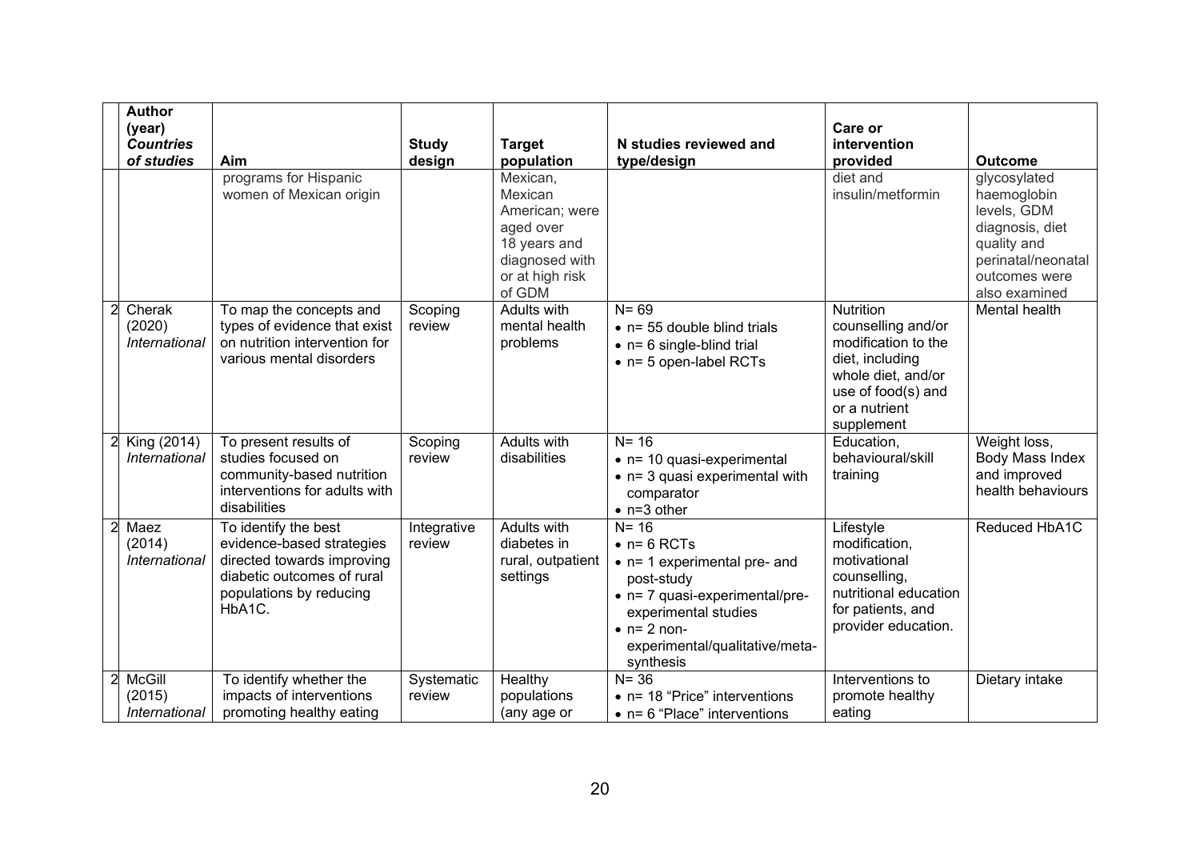| | Author (year) *Countries of studies* | Aim | Study design | Target population | N studies reviewed and type/design | Care or intervention provided | Outcome |
|---|---|---|---|---|---|---|---|
| | | programs for Hispanic women of Mexican origin | | Mexican, Mexican American; were aged over 18 years and diagnosed with or at high risk of GDM | | diet and insulin/metformin | glycosylated haemoglobin levels, GDM diagnosis, diet quality and perinatal/neonatal outcomes were also examined |
| 2 | Cherak (2020) *International* | To map the concepts and types of evidence that exist on nutrition intervention for various mental disorders | Scoping review | Adults with mental health problems | N= 69 <br>• n= 55 double blind trials <br>• n= 6 single-blind trial <br>• n= 5 open-label RCTs | Nutrition counselling and/or modification to the diet, including whole diet, and/or use of food(s) and or a nutrient supplement | Mental health |
| 2 | King (2014) *International* | To present results of studies focused on community-based nutrition interventions for adults with disabilities | Scoping review | Adults with disabilities | N= 16 <br>• n= 10 quasi-experimental <br>• n= 3 quasi experimental with comparator <br>• n=3 other | Education, behavioural/skill training | Weight loss, Body Mass Index and improved health behaviours |
| 2 | Maez (2014) *International* | To identify the best evidence-based strategies directed towards improving diabetic outcomes of rural populations by reducing HbA1C. | Integrative review | Adults with diabetes in rural, outpatient settings | N= 16 <br>• n= 6 RCTs <br>• n= 1 experimental pre- and post-study <br>• n= 7 quasi-experimental/pre-experimental studies <br>• n= 2 non-experimental/qualitative/meta-synthesis | Lifestyle modification, motivational counselling, nutritional education for patients, and provider education. | Reduced HbA1C |
| 2 | McGill (2015) *International* | To identify whether the impacts of interventions promoting healthy eating | Systematic review | Healthy populations (any age or | N= 36 <br>• n= 18 "Price" interventions <br>• n= 6 "Place" interventions | Interventions to promote healthy eating | Dietary intake |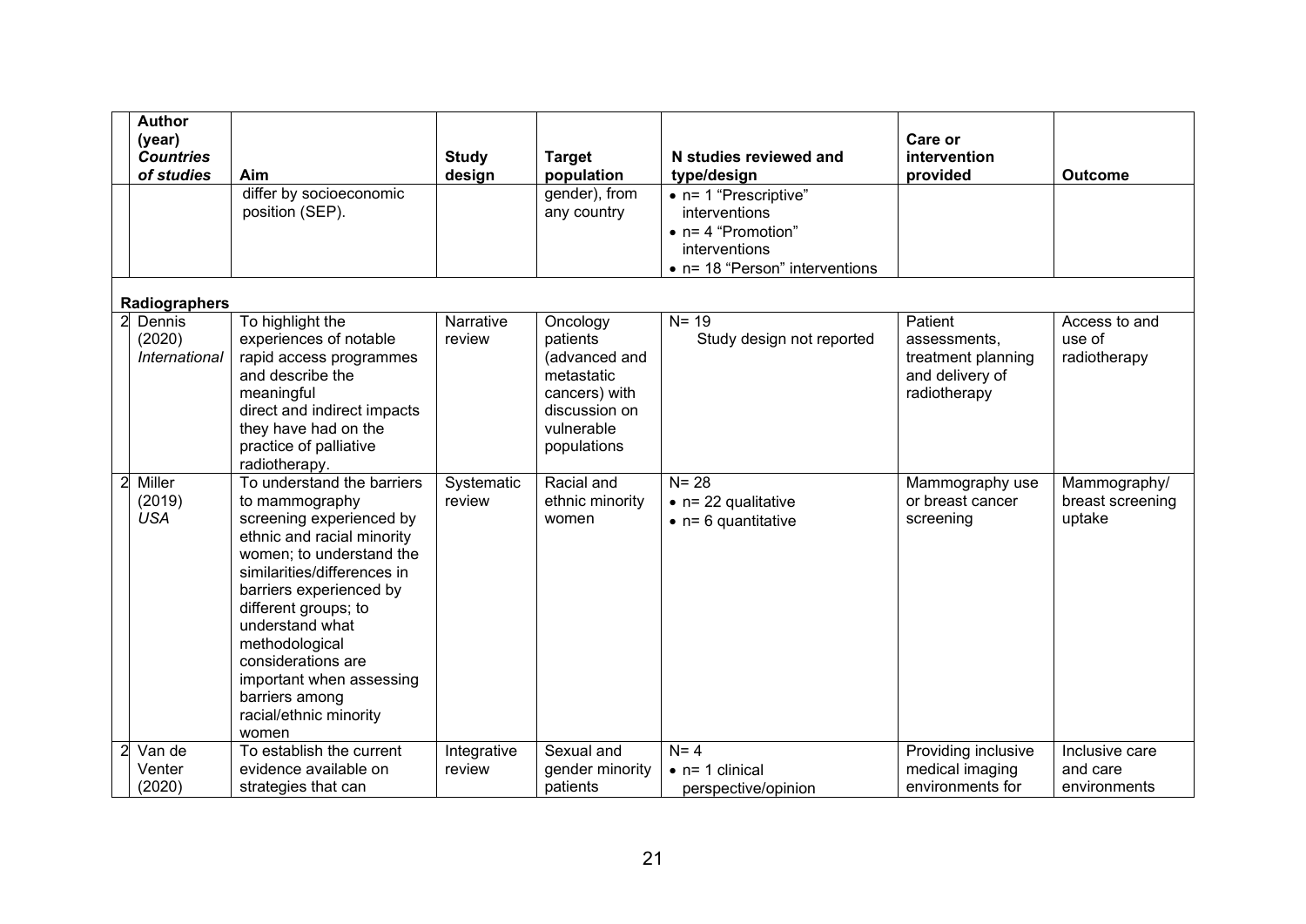| | Author (year) *Countries of studies* | Aim | Study design | Target population | N studies reviewed and type/design | Care or intervention provided | Outcome |
|---|---|---|---|---|---|---|---|
| | | differ by socioeconomic position (SEP). | | gender), from any country | • n= 1 "Prescriptive" interventions<br>• n= 4 "Promotion" interventions<br>• n= 18 "Person" interventions | | |
| | **Radiographers** | | | | | | |
| 2 | Dennis (2020) *International* | To highlight the experiences of notable rapid access programmes and describe the meaningful direct and indirect impacts they have had on the practice of palliative radiotherapy. | Narrative review | Oncology patients (advanced and metastatic cancers) with discussion on vulnerable populations | N= 19<br>Study design not reported | Patient assessments, treatment planning and delivery of radiotherapy | Access to and use of radiotherapy |
| 2 | Miller (2019) *USA* | To understand the barriers to mammography screening experienced by ethnic and racial minority women; to understand the similarities/differences in barriers experienced by different groups; to understand what methodological considerations are important when assessing barriers among racial/ethnic minority women | Systematic review | Racial and ethnic minority women | N= 28<br>• n= 22 qualitative<br>• n= 6 quantitative | Mammography use or breast cancer screening | Mammography/ breast screening uptake |
| 2 | Van de Venter (2020) | To establish the current evidence available on strategies that can | Integrative review | Sexual and gender minority patients | N= 4<br>• n= 1 clinical perspective/opinion | Providing inclusive medical imaging environments for | Inclusive care and care environments |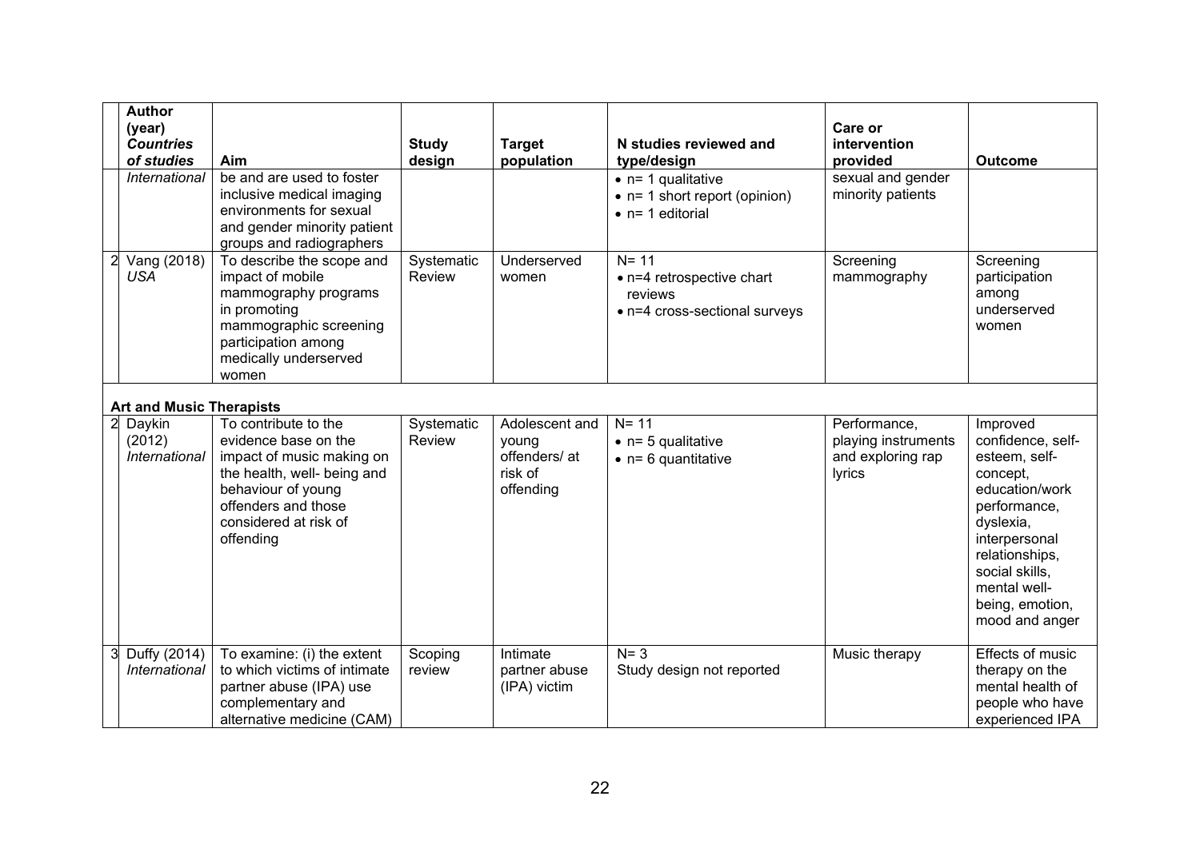| | Author (year) *Countries of studies* | Aim | Study design | Target population | N studies reviewed and type/design | Care or intervention provided | Outcome |
|---|---|---|---|---|---|---|---|
| | *International* | be and are used to foster inclusive medical imaging environments for sexual and gender minority patient groups and radiographers | | | • n= 1 qualitative<br>• n= 1 short report (opinion)<br>• n= 1 editorial | sexual and gender minority patients | |
| 2 | Vang (2018) *USA* | To describe the scope and impact of mobile mammography programs in promoting mammographic screening participation among medically underserved women | Systematic Review | Underserved women | N= 11<br>• n=4 retrospective chart reviews<br>• n=4 cross-sectional surveys | Screening mammography | Screening participation among underserved women |
| | **Art and Music Therapists** | | | | | | |
| 2 | Daykin (2012) *International* | To contribute to the evidence base on the impact of music making on the health, well- being and behaviour of young offenders and those considered at risk of offending | Systematic Review | Adolescent and young offenders/ at risk of offending | N= 11<br>• n= 5 qualitative<br>• n= 6 quantitative | Performance, playing instruments and exploring rap lyrics | Improved confidence, self-esteem, self-concept, education/work performance, dyslexia, interpersonal relationships, social skills, mental well-being, emotion, mood and anger |
| 3 | Duffy (2014) *International* | To examine: (i) the extent to which victims of intimate partner abuse (IPA) use complementary and alternative medicine (CAM) | Scoping review | Intimate partner abuse (IPA) victim | N= 3<br>Study design not reported | Music therapy | Effects of music therapy on the mental health of people who have experienced IPA |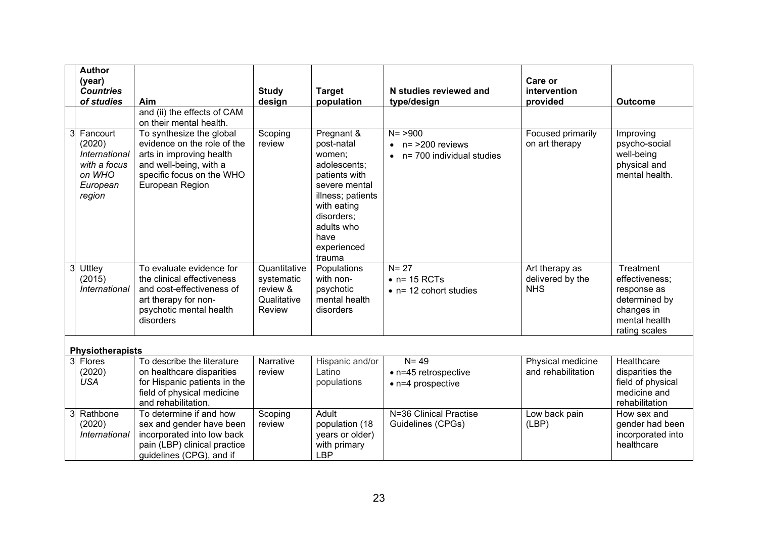| | Author (year) *Countries of studies* | Aim | Study design | Target population | N studies reviewed and type/design | Care or intervention provided | Outcome |
|---|---|---|---|---|---|---|---|
| | | and (ii) the effects of CAM on their mental health. | | | | | |
| 3 | Fancourt (2020) *International with a focus on WHO European region* | To synthesize the global evidence on the role of the arts in improving health and well-being, with a specific focus on the WHO European Region | Scoping review | Pregnant & post-natal women; adolescents; patients with severe mental illness; patients with eating disorders; adults who have experienced trauma | N= >900<br>• n= >200 reviews<br>• n= 700 individual studies | Focused primarily on art therapy | Improving psycho-social well-being physical and mental health. |
| 3 | Uttley (2015) *International* | To evaluate evidence for the clinical effectiveness and cost-effectiveness of art therapy for non-psychotic mental health disorders | Quantitative systematic review & Qualitative Review | Populations with non-psychotic mental health disorders | N= 27<br>• n= 15 RCTs<br>• n= 12 cohort studies | Art therapy as delivered by the NHS | Treatment effectiveness; response as determined by changes in mental health rating scales |
| | **Physiotherapists** | | | | | | |
| 3 | Flores (2020) *USA* | To describe the literature on healthcare disparities for Hispanic patients in the field of physical medicine and rehabilitation. | Narrative review | Hispanic and/or Latino populations | N= 49<br>• n=45 retrospective<br>• n=4 prospective | Physical medicine and rehabilitation | Healthcare disparities the field of physical medicine and rehabilitation |
| 3 | Rathbone (2020) *International* | To determine if and how sex and gender have been incorporated into low back pain (LBP) clinical practice guidelines (CPG), and if | Scoping review | Adult population (18 years or older) with primary LBP | N=36 Clinical Practise Guidelines (CPGs) | Low back pain (LBP) | How sex and gender had been incorporated into healthcare |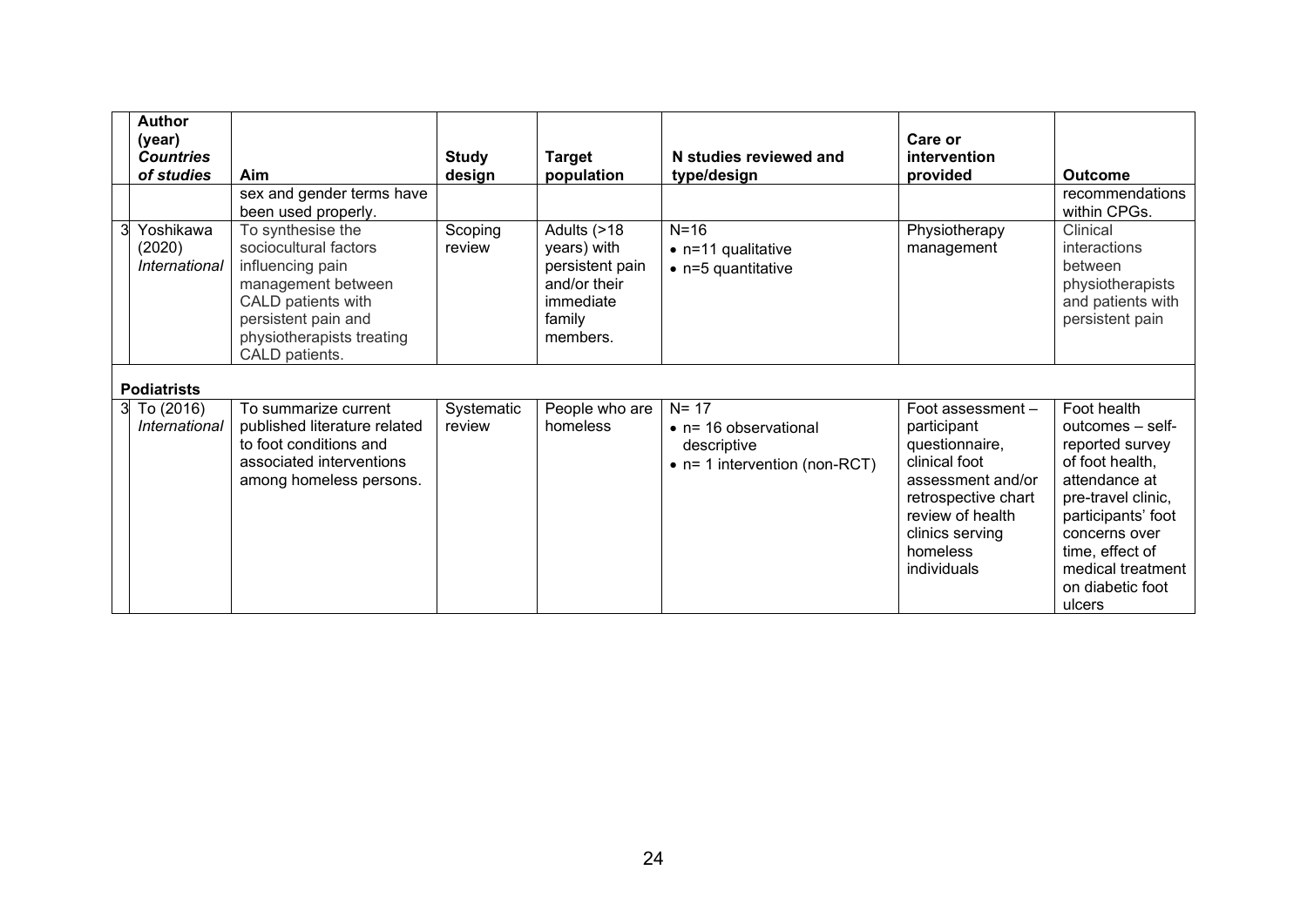| | Author (year) *Countries of studies* | Aim | Study design | Target population | N studies reviewed and type/design | Care or intervention provided | Outcome |
|---|---|---|---|---|---|---|---|
| | | sex and gender terms have been used properly. | | | | | recommendations within CPGs. |
| 3 | Yoshikawa (2020) *International* | To synthesise the sociocultural factors influencing pain management between CALD patients with persistent pain and physiotherapists treating CALD patients. | Scoping review | Adults (>18 years) with persistent pain and/or their immediate family members. | N=16 <br>• n=11 qualitative <br>• n=5 quantitative | Physiotherapy management | Clinical interactions between physiotherapists and patients with persistent pain |
| | **Podiatrists** | | | | | | |
| 3 | To (2016) *International* | To summarize current published literature related to foot conditions and associated interventions among homeless persons. | Systematic review | People who are homeless | N= 17 <br>• n= 16 observational descriptive <br>• n= 1 intervention (non-RCT) | Foot assessment – participant questionnaire, clinical foot assessment and/or retrospective chart review of health clinics serving homeless individuals | Foot health outcomes – self-reported survey of foot health, attendance at pre-travel clinic, participants' foot concerns over time, effect of medical treatment on diabetic foot ulcers |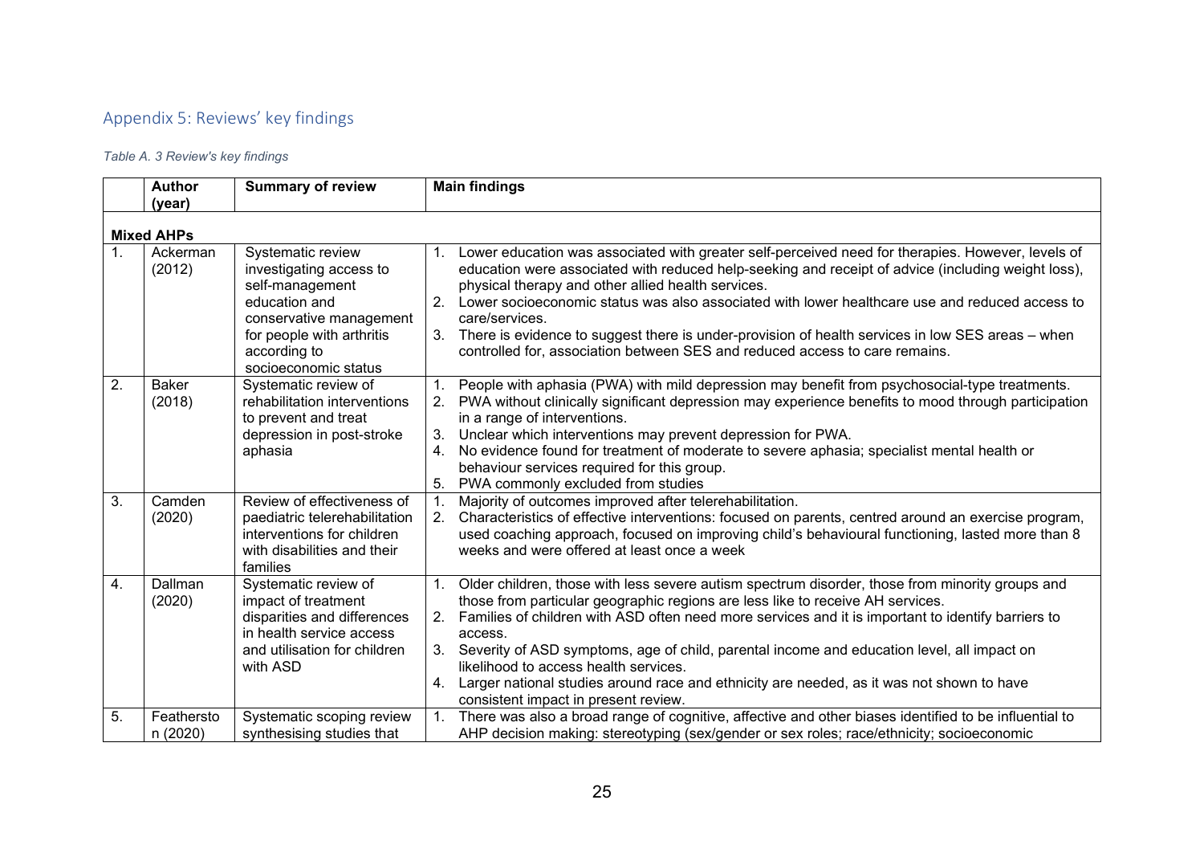## Appendix 5: Reviews' key findings

*Table A. 3 Review's key findings*

| | Author (year) | Summary of review | Main findings |
|---|---|---|---|
| **Mixed AHPs** | | | |
| 1. | Ackerman (2012) | Systematic review investigating access to self-management education and conservative management for people with arthritis according to socioeconomic status | 1. Lower education was associated with greater self-perceived need for therapies. However, levels of education were associated with reduced help-seeking and receipt of advice (including weight loss), physical therapy and other allied health services.<br>2. Lower socioeconomic status was also associated with lower healthcare use and reduced access to care/services.<br>3. There is evidence to suggest there is under-provision of health services in low SES areas – when controlled for, association between SES and reduced access to care remains. |
| 2. | Baker (2018) | Systematic review of rehabilitation interventions to prevent and treat depression in post-stroke aphasia | 1. People with aphasia (PWA) with mild depression may benefit from psychosocial-type treatments.<br>2. PWA without clinically significant depression may experience benefits to mood through participation in a range of interventions.<br>3. Unclear which interventions may prevent depression for PWA.<br>4. No evidence found for treatment of moderate to severe aphasia; specialist mental health or behaviour services required for this group.<br>5. PWA commonly excluded from studies |
| 3. | Camden (2020) | Review of effectiveness of paediatric telerehabilitation interventions for children with disabilities and their families | 1. Majority of outcomes improved after telerehabilitation.<br>2. Characteristics of effective interventions: focused on parents, centred around an exercise program, used coaching approach, focused on improving child's behavioural functioning, lasted more than 8 weeks and were offered at least once a week |
| 4. | Dallman (2020) | Systematic review of impact of treatment disparities and differences in health service access and utilisation for children with ASD | 1. Older children, those with less severe autism spectrum disorder, those from minority groups and those from particular geographic regions are less like to receive AH services.<br>2. Families of children with ASD often need more services and it is important to identify barriers to access.<br>3. Severity of ASD symptoms, age of child, parental income and education level, all impact on likelihood to access health services.<br>4. Larger national studies around race and ethnicity are needed, as it was not shown to have consistent impact in present review. |
| 5. | Featherston (2020) | Systematic scoping review synthesising studies that | 1. There was also a broad range of cognitive, affective and other biases identified to be influential to AHP decision making: stereotyping (sex/gender or sex roles; race/ethnicity; socioeconomic |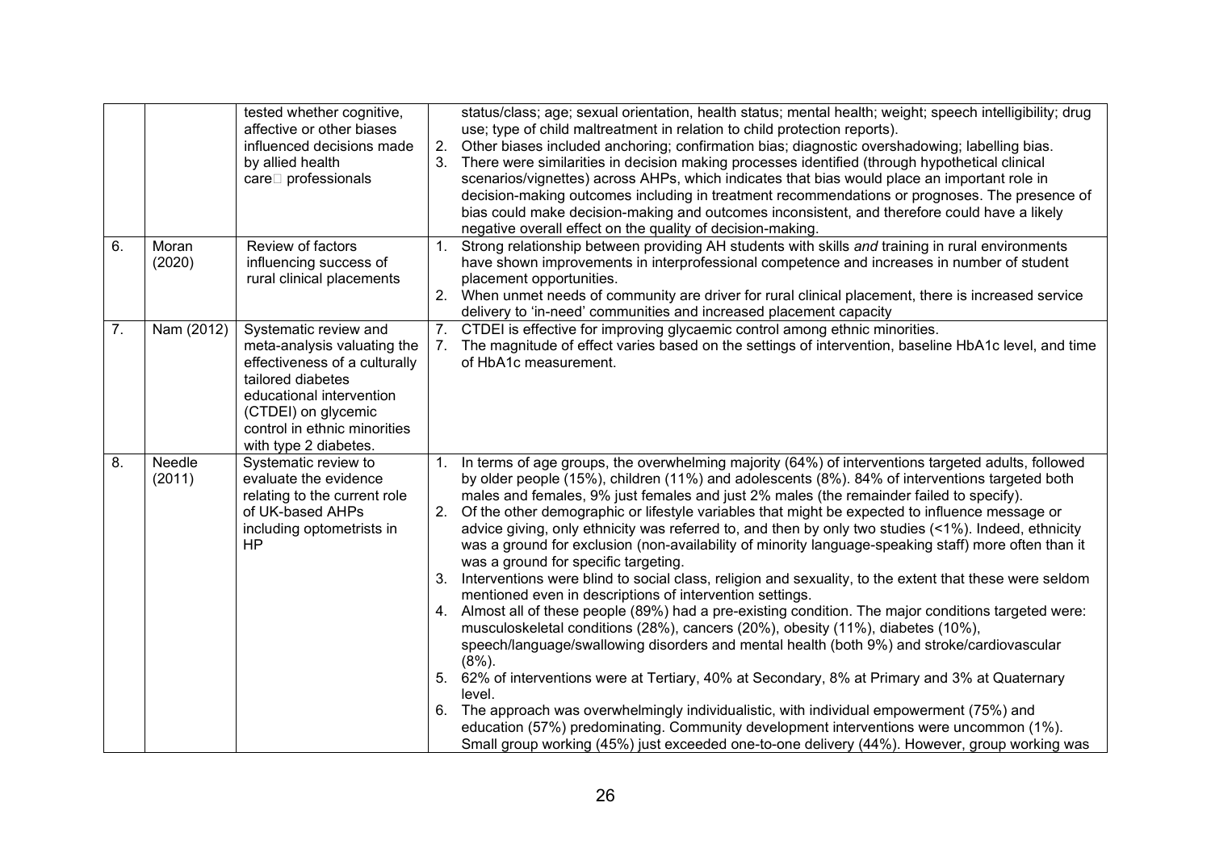| | | | |
|---|---|---|---|
| | | tested whether cognitive, affective or other biases influenced decisions made by allied health care professionals | status/class; age; sexual orientation, health status; mental health; weight; speech intelligibility; drug use; type of child maltreatment in relation to child protection reports).<br>2. Other biases included anchoring; confirmation bias; diagnostic overshadowing; labelling bias.<br>3. There were similarities in decision making processes identified (through hypothetical clinical scenarios/vignettes) across AHPs, which indicates that bias would place an important role in decision-making outcomes including in treatment recommendations or prognoses. The presence of bias could make decision-making and outcomes inconsistent, and therefore could have a likely negative overall effect on the quality of decision-making. |
| 6. | Moran (2020) | Review of factors influencing success of rural clinical placements | 1. Strong relationship between providing AH students with skills *and* training in rural environments have shown improvements in interprofessional competence and increases in number of student placement opportunities.<br>2. When unmet needs of community are driver for rural clinical placement, there is increased service delivery to 'in-need' communities and increased placement capacity |
| 7. | Nam (2012) | Systematic review and meta-analysis valuating the effectiveness of a culturally tailored diabetes educational intervention (CTDEI) on glycemic control in ethnic minorities with type 2 diabetes. | 7. CTDEI is effective for improving glycaemic control among ethnic minorities.<br>7. The magnitude of effect varies based on the settings of intervention, baseline HbA1c level, and time of HbA1c measurement. |
| 8. | Needle (2011) | Systematic review to evaluate the evidence relating to the current role of UK-based AHPs including optometrists in HP | 1. In terms of age groups, the overwhelming majority (64%) of interventions targeted adults, followed by older people (15%), children (11%) and adolescents (8%). 84% of interventions targeted both males and females, 9% just females and just 2% males (the remainder failed to specify).<br>2. Of the other demographic or lifestyle variables that might be expected to influence message or advice giving, only ethnicity was referred to, and then by only two studies (<1%). Indeed, ethnicity was a ground for exclusion (non-availability of minority language-speaking staff) more often than it was a ground for specific targeting.<br>3. Interventions were blind to social class, religion and sexuality, to the extent that these were seldom mentioned even in descriptions of intervention settings.<br>4. Almost all of these people (89%) had a pre-existing condition. The major conditions targeted were: musculoskeletal conditions (28%), cancers (20%), obesity (11%), diabetes (10%), speech/language/swallowing disorders and mental health (both 9%) and stroke/cardiovascular (8%).<br>5. 62% of interventions were at Tertiary, 40% at Secondary, 8% at Primary and 3% at Quaternary level.<br>6. The approach was overwhelmingly individualistic, with individual empowerment (75%) and education (57%) predominating. Community development interventions were uncommon (1%). Small group working (45%) just exceeded one-to-one delivery (44%). However, group working was |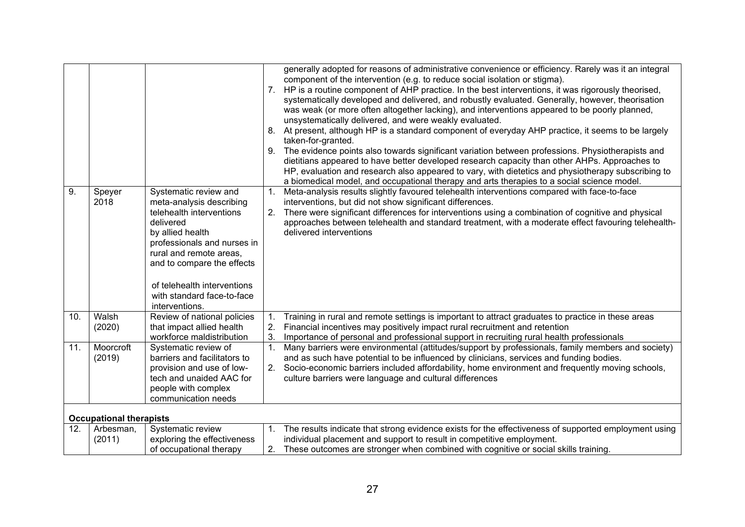| | | | |
|---|---|---|---|
| | | | generally adopted for reasons of administrative convenience or efficiency. Rarely was it an integral component of the intervention (e.g. to reduce social isolation or stigma).<br>7. HP is a routine component of AHP practice. In the best interventions, it was rigorously theorised, systematically developed and delivered, and robustly evaluated. Generally, however, theorisation was weak (or more often altogether lacking), and interventions appeared to be poorly planned, unsystematically delivered, and were weakly evaluated.<br>8. At present, although HP is a standard component of everyday AHP practice, it seems to be largely taken-for-granted.<br>9. The evidence points also towards significant variation between professions. Physiotherapists and dietitians appeared to have better developed research capacity than other AHPs. Approaches to HP, evaluation and research also appeared to vary, with dietetics and physiotherapy subscribing to a biomedical model, and occupational therapy and arts therapies to a social science model. |
| 9. | Speyer 2018 | Systematic review and meta-analysis describing telehealth interventions delivered by allied health professionals and nurses in rural and remote areas, and to compare the effects of telehealth interventions with standard face-to-face interventions. | 1. Meta-analysis results slightly favoured telehealth interventions compared with face-to-face interventions, but did not show significant differences.<br>2. There were significant differences for interventions using a combination of cognitive and physical approaches between telehealth and standard treatment, with a moderate effect favouring telehealth-delivered interventions |
| 10. | Walsh (2020) | Review of national policies that impact allied health workforce maldistribution | 1. Training in rural and remote settings is important to attract graduates to practice in these areas<br>2. Financial incentives may positively impact rural recruitment and retention<br>3. Importance of personal and professional support in recruiting rural health professionals |
| 11. | Moorcroft (2019) | Systematic review of barriers and facilitators to provision and use of low-tech and unaided AAC for people with complex communication needs | 1. Many barriers were environmental (attitudes/support by professionals, family members and society) and as such have potential to be influenced by clinicians, services and funding bodies.<br>2. Socio-economic barriers included affordability, home environment and frequently moving schools, culture barriers were language and cultural differences |
| | **Occupational therapists** | | |
| 12. | Arbesman, (2011) | Systematic review exploring the effectiveness of occupational therapy | 1. The results indicate that strong evidence exists for the effectiveness of supported employment using individual placement and support to result in competitive employment.<br>2. These outcomes are stronger when combined with cognitive or social skills training. |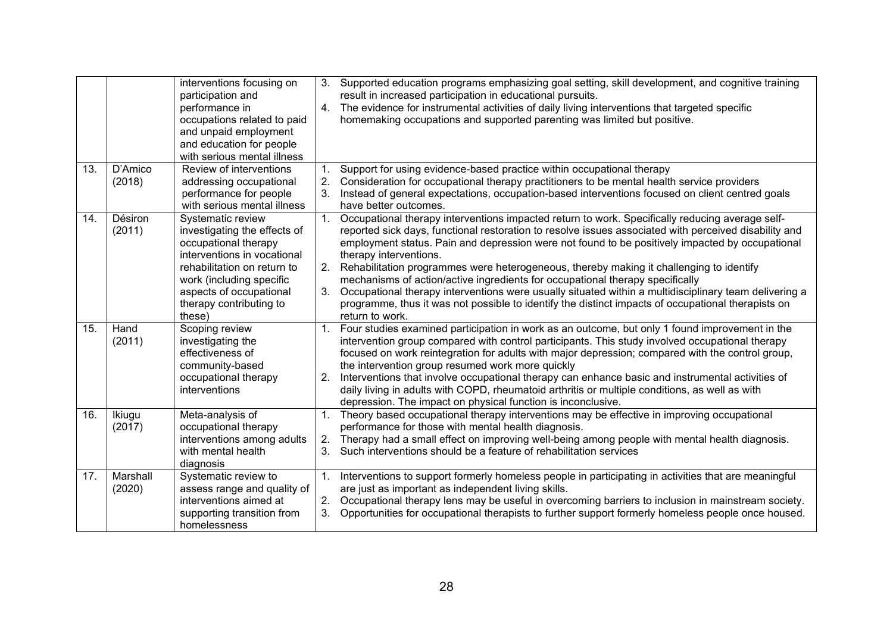| | | interventions focusing on participation and performance in occupations related to paid and unpaid employment and education for people with serious mental illness | 3. Supported education programs emphasizing goal setting, skill development, and cognitive training result in increased participation in educational pursuits.<br>4. The evidence for instrumental activities of daily living interventions that targeted specific homemaking occupations and supported parenting was limited but positive. |
|---|---|---|---|
| 13. | D'Amico (2018) | Review of interventions addressing occupational performance for people with serious mental illness | 1. Support for using evidence-based practice within occupational therapy<br>2. Consideration for occupational therapy practitioners to be mental health service providers<br>3. Instead of general expectations, occupation-based interventions focused on client centred goals have better outcomes. |
| 14. | Désiron (2011) | Systematic review investigating the effects of occupational therapy interventions in vocational rehabilitation on return to work (including specific aspects of occupational therapy contributing to these) | 1. Occupational therapy interventions impacted return to work. Specifically reducing average self-reported sick days, functional restoration to resolve issues associated with perceived disability and employment status. Pain and depression were not found to be positively impacted by occupational therapy interventions.<br>2. Rehabilitation programmes were heterogeneous, thereby making it challenging to identify mechanisms of action/active ingredients for occupational therapy specifically<br>3. Occupational therapy interventions were usually situated within a multidisciplinary team delivering a programme, thus it was not possible to identify the distinct impacts of occupational therapists on return to work. |
| 15. | Hand (2011) | Scoping review investigating the effectiveness of community-based occupational therapy interventions | 1. Four studies examined participation in work as an outcome, but only 1 found improvement in the intervention group compared with control participants. This study involved occupational therapy focused on work reintegration for adults with major depression; compared with the control group, the intervention group resumed work more quickly<br>2. Interventions that involve occupational therapy can enhance basic and instrumental activities of daily living in adults with COPD, rheumatoid arthritis or multiple conditions, as well as with depression. The impact on physical function is inconclusive. |
| 16. | Ikiugu (2017) | Meta-analysis of occupational therapy interventions among adults with mental health diagnosis | 1. Theory based occupational therapy interventions may be effective in improving occupational performance for those with mental health diagnosis.<br>2. Therapy had a small effect on improving well-being among people with mental health diagnosis.<br>3. Such interventions should be a feature of rehabilitation services |
| 17. | Marshall (2020) | Systematic review to assess range and quality of interventions aimed at supporting transition from homelessness | 1. Interventions to support formerly homeless people in participating in activities that are meaningful are just as important as independent living skills.<br>2. Occupational therapy lens may be useful in overcoming barriers to inclusion in mainstream society.<br>3. Opportunities for occupational therapists to further support formerly homeless people once housed. |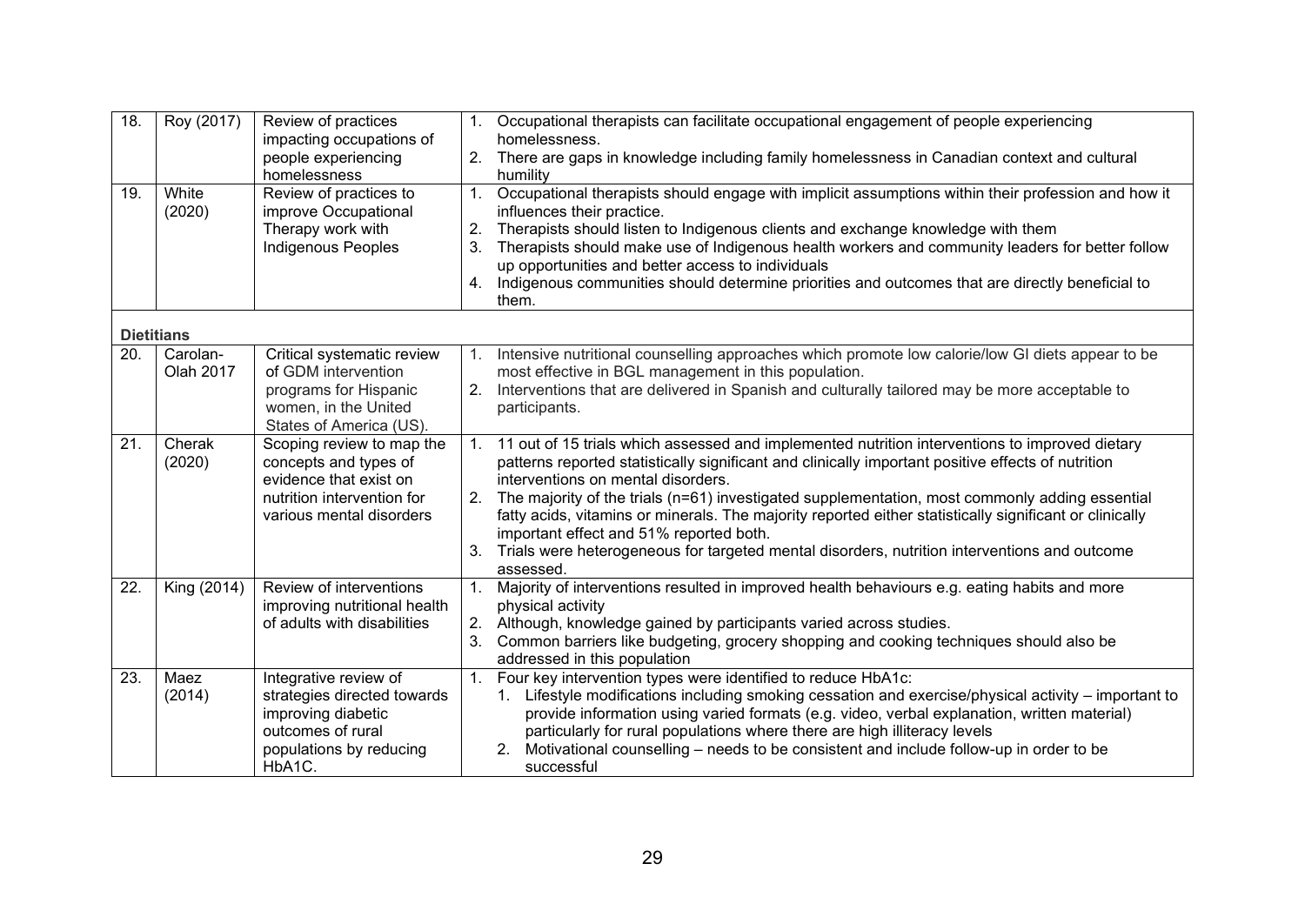| | | | |
|---|---|---|---|
| 18. | Roy (2017) | Review of practices impacting occupations of people experiencing homelessness | 1. Occupational therapists can facilitate occupational engagement of people experiencing homelessness.<br>2. There are gaps in knowledge including family homelessness in Canadian context and cultural humility |
| 19. | White (2020) | Review of practices to improve Occupational Therapy work with Indigenous Peoples | 1. Occupational therapists should engage with implicit assumptions within their profession and how it influences their practice.<br>2. Therapists should listen to Indigenous clients and exchange knowledge with them<br>3. Therapists should make use of Indigenous health workers and community leaders for better follow up opportunities and better access to individuals<br>4. Indigenous communities should determine priorities and outcomes that are directly beneficial to them. |
| **Dietitians** | | | |
| 20. | Carolan-Olah 2017 | Critical systematic review of GDM intervention programs for Hispanic women, in the United States of America (US). | 1. Intensive nutritional counselling approaches which promote low calorie/low GI diets appear to be most effective in BGL management in this population.<br>2. Interventions that are delivered in Spanish and culturally tailored may be more acceptable to participants. |
| 21. | Cherak (2020) | Scoping review to map the concepts and types of evidence that exist on nutrition intervention for various mental disorders | 1. 11 out of 15 trials which assessed and implemented nutrition interventions to improved dietary patterns reported statistically significant and clinically important positive effects of nutrition interventions on mental disorders.<br>2. The majority of the trials (n=61) investigated supplementation, most commonly adding essential fatty acids, vitamins or minerals. The majority reported either statistically significant or clinically important effect and 51% reported both.<br>3. Trials were heterogeneous for targeted mental disorders, nutrition interventions and outcome assessed. |
| 22. | King (2014) | Review of interventions improving nutritional health of adults with disabilities | 1. Majority of interventions resulted in improved health behaviours e.g. eating habits and more physical activity<br>2. Although, knowledge gained by participants varied across studies.<br>3. Common barriers like budgeting, grocery shopping and cooking techniques should also be addressed in this population |
| 23. | Maez (2014) | Integrative review of strategies directed towards improving diabetic outcomes of rural populations by reducing HbA1C. | 1. Four key intervention types were identified to reduce HbA1c:<br>&nbsp;&nbsp;&nbsp;1. Lifestyle modifications including smoking cessation and exercise/physical activity – important to provide information using varied formats (e.g. video, verbal explanation, written material) particularly for rural populations where there are high illiteracy levels<br>&nbsp;&nbsp;&nbsp;2. Motivational counselling – needs to be consistent and include follow-up in order to be successful |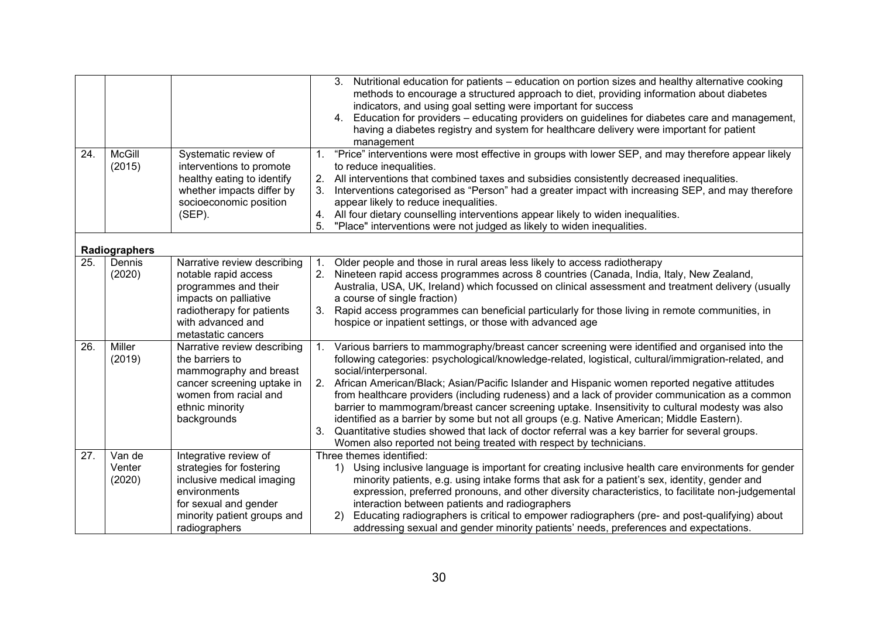| | | | |
|---|---|---|---|
| | | | 3. Nutritional education for patients – education on portion sizes and healthy alternative cooking methods to encourage a structured approach to diet, providing information about diabetes indicators, and using goal setting were important for success<br>4. Education for providers – educating providers on guidelines for diabetes care and management, having a diabetes registry and system for healthcare delivery were important for patient management |
| 24. | McGill (2015) | Systematic review of interventions to promote healthy eating to identify whether impacts differ by socioeconomic position (SEP). | 1. "Price" interventions were most effective in groups with lower SEP, and may therefore appear likely to reduce inequalities.<br>2. All interventions that combined taxes and subsidies consistently decreased inequalities.<br>3. Interventions categorised as "Person" had a greater impact with increasing SEP, and may therefore appear likely to reduce inequalities.<br>4. All four dietary counselling interventions appear likely to widen inequalities.<br>5. "Place" interventions were not judged as likely to widen inequalities. |
| | **Radiographers** | | |
| 25. | Dennis (2020) | Narrative review describing notable rapid access programmes and their impacts on palliative radiotherapy for patients with advanced and metastatic cancers | 1. Older people and those in rural areas less likely to access radiotherapy<br>2. Nineteen rapid access programmes across 8 countries (Canada, India, Italy, New Zealand, Australia, USA, UK, Ireland) which focussed on clinical assessment and treatment delivery (usually a course of single fraction)<br>3. Rapid access programmes can beneficial particularly for those living in remote communities, in hospice or inpatient settings, or those with advanced age |
| 26. | Miller (2019) | Narrative review describing the barriers to mammography and breast cancer screening uptake in women from racial and ethnic minority backgrounds | 1. Various barriers to mammography/breast cancer screening were identified and organised into the following categories: psychological/knowledge-related, logistical, cultural/immigration-related, and social/interpersonal.<br>2. African American/Black; Asian/Pacific Islander and Hispanic women reported negative attitudes from healthcare providers (including rudeness) and a lack of provider communication as a common barrier to mammogram/breast cancer screening uptake. Insensitivity to cultural modesty was also identified as a barrier by some but not all groups (e.g. Native American; Middle Eastern).<br>3. Quantitative studies showed that lack of doctor referral was a key barrier for several groups. Women also reported not being treated with respect by technicians. |
| 27. | Van de Venter (2020) | Integrative review of strategies for fostering inclusive medical imaging environments for sexual and gender minority patient groups and radiographers | Three themes identified:<br>1) Using inclusive language is important for creating inclusive health care environments for gender minority patients, e.g. using intake forms that ask for a patient's sex, identity, gender and expression, preferred pronouns, and other diversity characteristics, to facilitate non-judgemental interaction between patients and radiographers<br>2) Educating radiographers is critical to empower radiographers (pre- and post-qualifying) about addressing sexual and gender minority patients' needs, preferences and expectations. |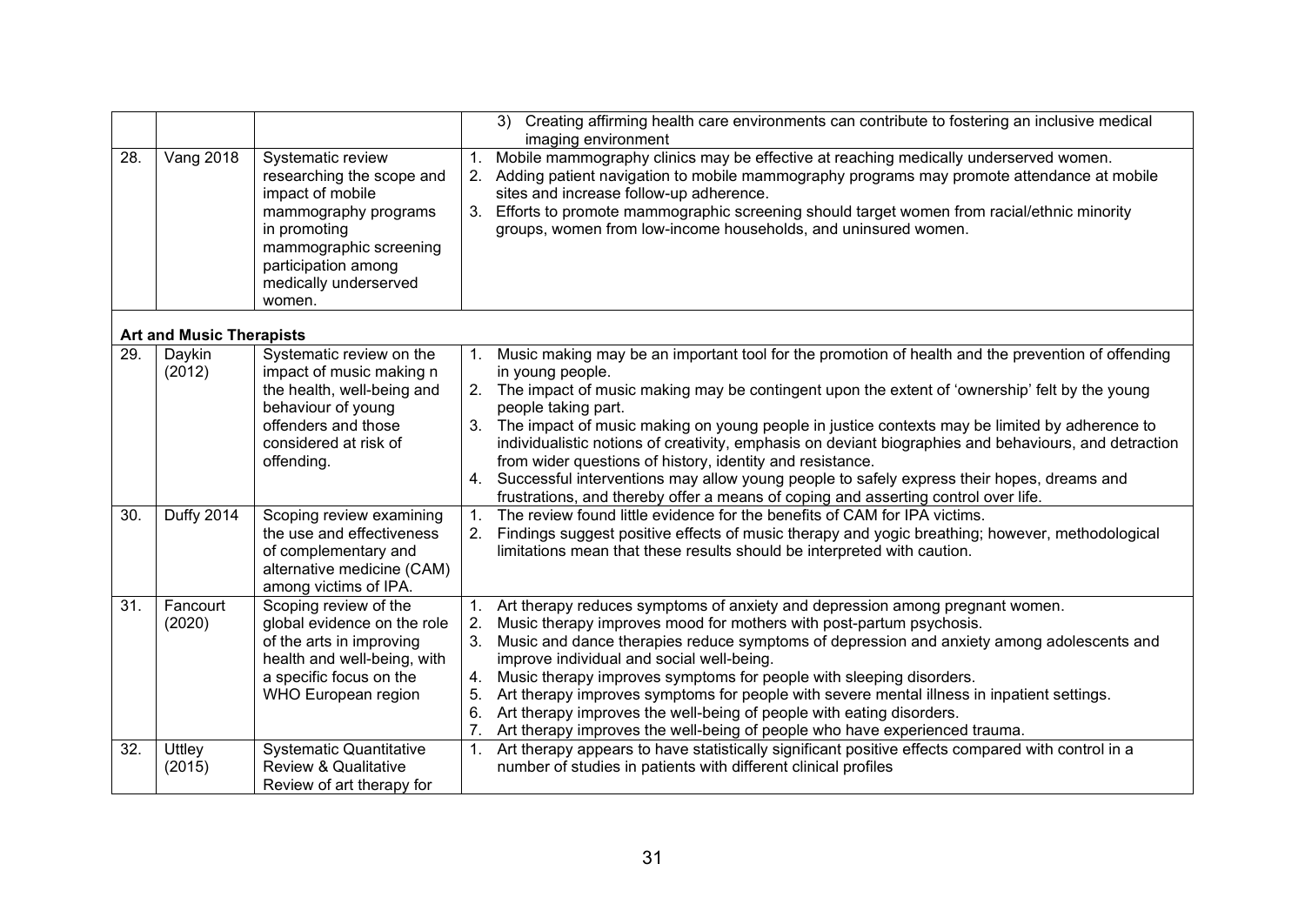| | | | |
|---|---|---|---|
| | | | 3) Creating affirming health care environments can contribute to fostering an inclusive medical imaging environment |
| 28. | Vang 2018 | Systematic review researching the scope and impact of mobile mammography programs in promoting mammographic screening participation among medically underserved women. | 1. Mobile mammography clinics may be effective at reaching medically underserved women.<br>2. Adding patient navigation to mobile mammography programs may promote attendance at mobile sites and increase follow-up adherence.<br>3. Efforts to promote mammographic screening should target women from racial/ethnic minority groups, women from low-income households, and uninsured women. |
| **Art and Music Therapists** | | | |
| 29. | Daykin (2012) | Systematic review on the impact of music making n the health, well-being and behaviour of young offenders and those considered at risk of offending. | 1. Music making may be an important tool for the promotion of health and the prevention of offending in young people.<br>2. The impact of music making may be contingent upon the extent of 'ownership' felt by the young people taking part.<br>3. The impact of music making on young people in justice contexts may be limited by adherence to individualistic notions of creativity, emphasis on deviant biographies and behaviours, and detraction from wider questions of history, identity and resistance.<br>4. Successful interventions may allow young people to safely express their hopes, dreams and frustrations, and thereby offer a means of coping and asserting control over life. |
| 30. | Duffy 2014 | Scoping review examining the use and effectiveness of complementary and alternative medicine (CAM) among victims of IPA. | 1. The review found little evidence for the benefits of CAM for IPA victims.<br>2. Findings suggest positive effects of music therapy and yogic breathing; however, methodological limitations mean that these results should be interpreted with caution. |
| 31. | Fancourt (2020) | Scoping review of the global evidence on the role of the arts in improving health and well-being, with a specific focus on the WHO European region | 1. Art therapy reduces symptoms of anxiety and depression among pregnant women.<br>2. Music therapy improves mood for mothers with post-partum psychosis.<br>3. Music and dance therapies reduce symptoms of depression and anxiety among adolescents and improve individual and social well-being.<br>4. Music therapy improves symptoms for people with sleeping disorders.<br>5. Art therapy improves symptoms for people with severe mental illness in inpatient settings.<br>6. Art therapy improves the well-being of people with eating disorders.<br>7. Art therapy improves the well-being of people who have experienced trauma. |
| 32. | Uttley (2015) | Systematic Quantitative Review & Qualitative Review of art therapy for | 1. Art therapy appears to have statistically significant positive effects compared with control in a number of studies in patients with different clinical profiles |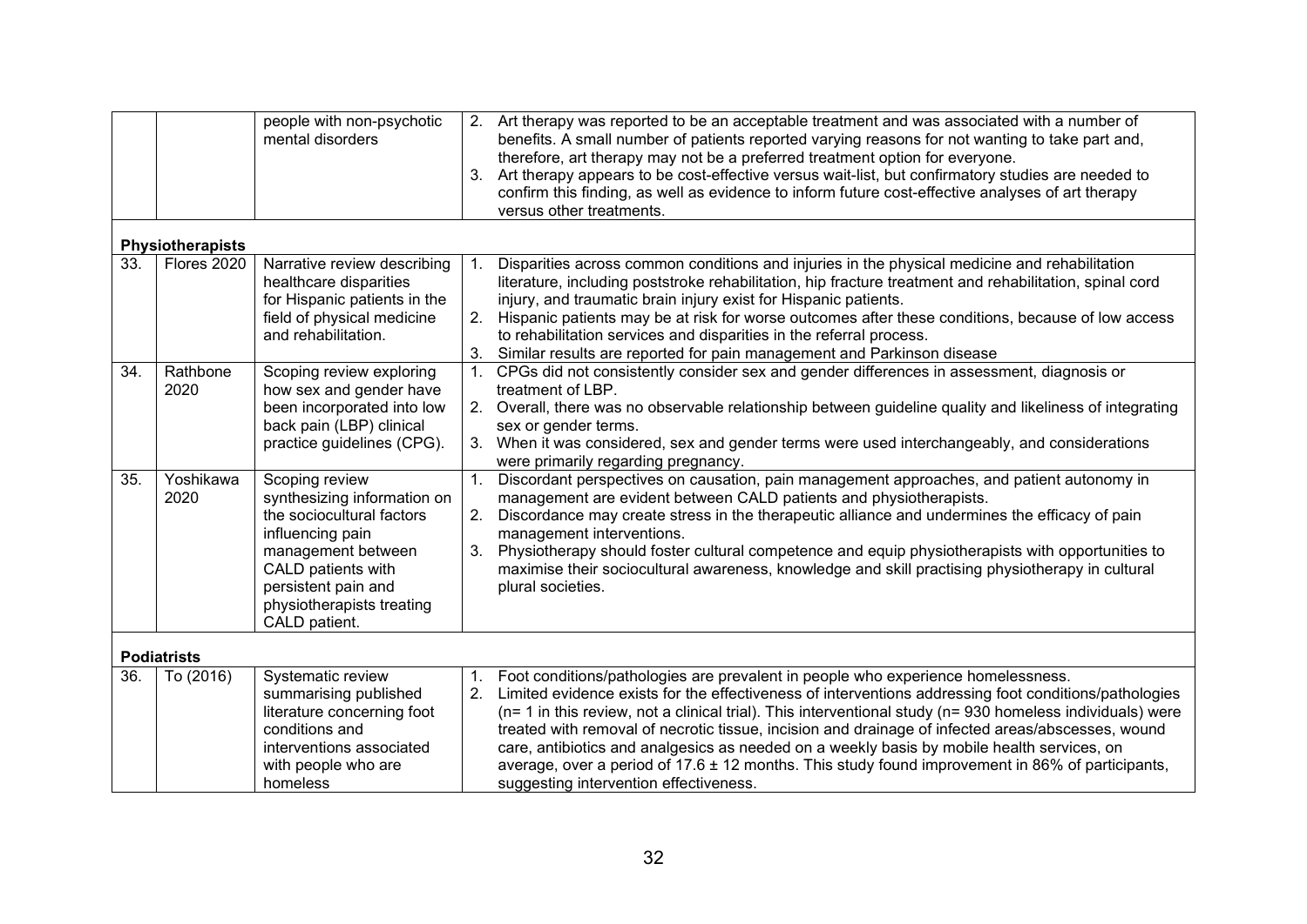| | | | |
|---|---|---|---|
| | | people with non-psychotic mental disorders | 2. Art therapy was reported to be an acceptable treatment and was associated with a number of benefits. A small number of patients reported varying reasons for not wanting to take part and, therefore, art therapy may not be a preferred treatment option for everyone.<br>3. Art therapy appears to be cost-effective versus wait-list, but confirmatory studies are needed to confirm this finding, as well as evidence to inform future cost-effective analyses of art therapy versus other treatments. |
| **Physiotherapists** | | | |
| 33. | Flores 2020 | Narrative review describing healthcare disparities for Hispanic patients in the field of physical medicine and rehabilitation. | 1. Disparities across common conditions and injuries in the physical medicine and rehabilitation literature, including poststroke rehabilitation, hip fracture treatment and rehabilitation, spinal cord injury, and traumatic brain injury exist for Hispanic patients.<br>2. Hispanic patients may be at risk for worse outcomes after these conditions, because of low access to rehabilitation services and disparities in the referral process.<br>3. Similar results are reported for pain management and Parkinson disease |
| 34. | Rathbone 2020 | Scoping review exploring how sex and gender have been incorporated into low back pain (LBP) clinical practice guidelines (CPG). | 1. CPGs did not consistently consider sex and gender differences in assessment, diagnosis or treatment of LBP.<br>2. Overall, there was no observable relationship between guideline quality and likeliness of integrating sex or gender terms.<br>3. When it was considered, sex and gender terms were used interchangeably, and considerations were primarily regarding pregnancy. |
| 35. | Yoshikawa 2020 | Scoping review synthesizing information on the sociocultural factors influencing pain management between CALD patients with persistent pain and physiotherapists treating CALD patient. | 1. Discordant perspectives on causation, pain management approaches, and patient autonomy in management are evident between CALD patients and physiotherapists.<br>2. Discordance may create stress in the therapeutic alliance and undermines the efficacy of pain management interventions.<br>3. Physiotherapy should foster cultural competence and equip physiotherapists with opportunities to maximise their sociocultural awareness, knowledge and skill practising physiotherapy in cultural plural societies. |
| **Podiatrists** | | | |
| 36. | To (2016) | Systematic review summarising published literature concerning foot conditions and interventions associated with people who are homeless | 1. Foot conditions/pathologies are prevalent in people who experience homelessness.<br>2. Limited evidence exists for the effectiveness of interventions addressing foot conditions/pathologies (n= 1 in this review, not a clinical trial). This interventional study (n= 930 homeless individuals) were treated with removal of necrotic tissue, incision and drainage of infected areas/abscesses, wound care, antibiotics and analgesics as needed on a weekly basis by mobile health services, on average, over a period of 17.6 ± 12 months. This study found improvement in 86% of participants, suggesting intervention effectiveness. |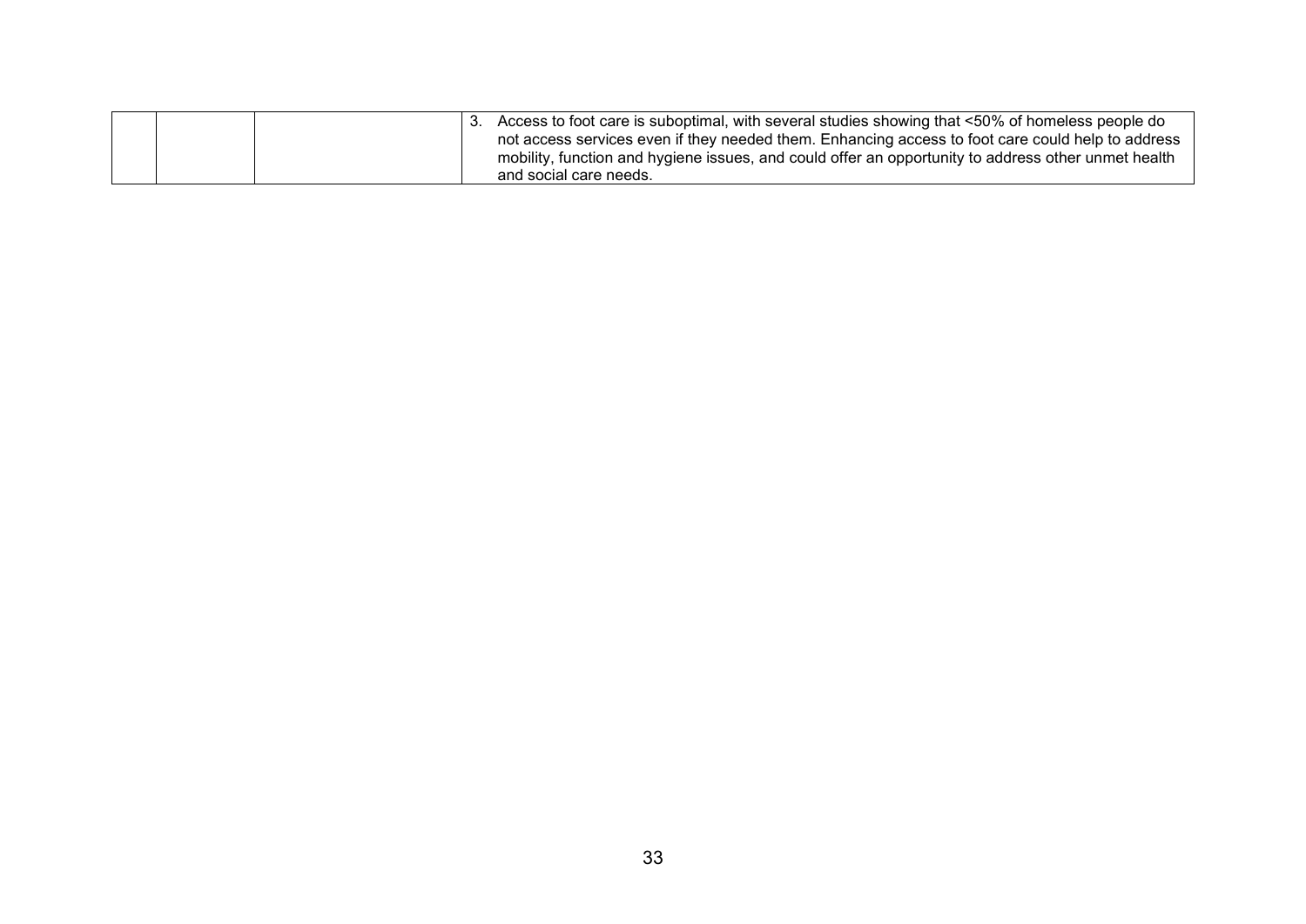| | | | 3. Access to foot care is suboptimal, with several studies showing that <50% of homeless people do not access services even if they needed them. Enhancing access to foot care could help to address mobility, function and hygiene issues, and could offer an opportunity to address other unmet health and social care needs. |
|---|---|---|---|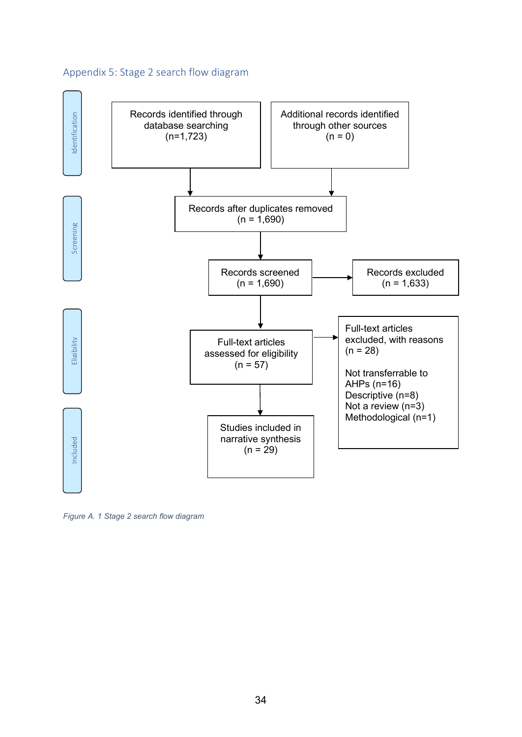## Appendix 5: Stage 2 search flow diagram

Identification

Records identified through database searching (n=1,723)

Additional records identified through other sources (n = 0)

Screening

Records after duplicates removed (n = 1,690)

Records screened (n = 1,690)

Records excluded (n = 1,633)

Eligibility

Full-text articles assessed for eligibility (n = 57)

Full-text articles excluded, with reasons (n = 28)

Not transferrable to AHPs (n=16)
Descriptive (n=8)
Not a review (n=3)
Methodological (n=1)

Included

Studies included in narrative synthesis (n = 29)

*Figure A. 1 Stage 2 search flow diagram*